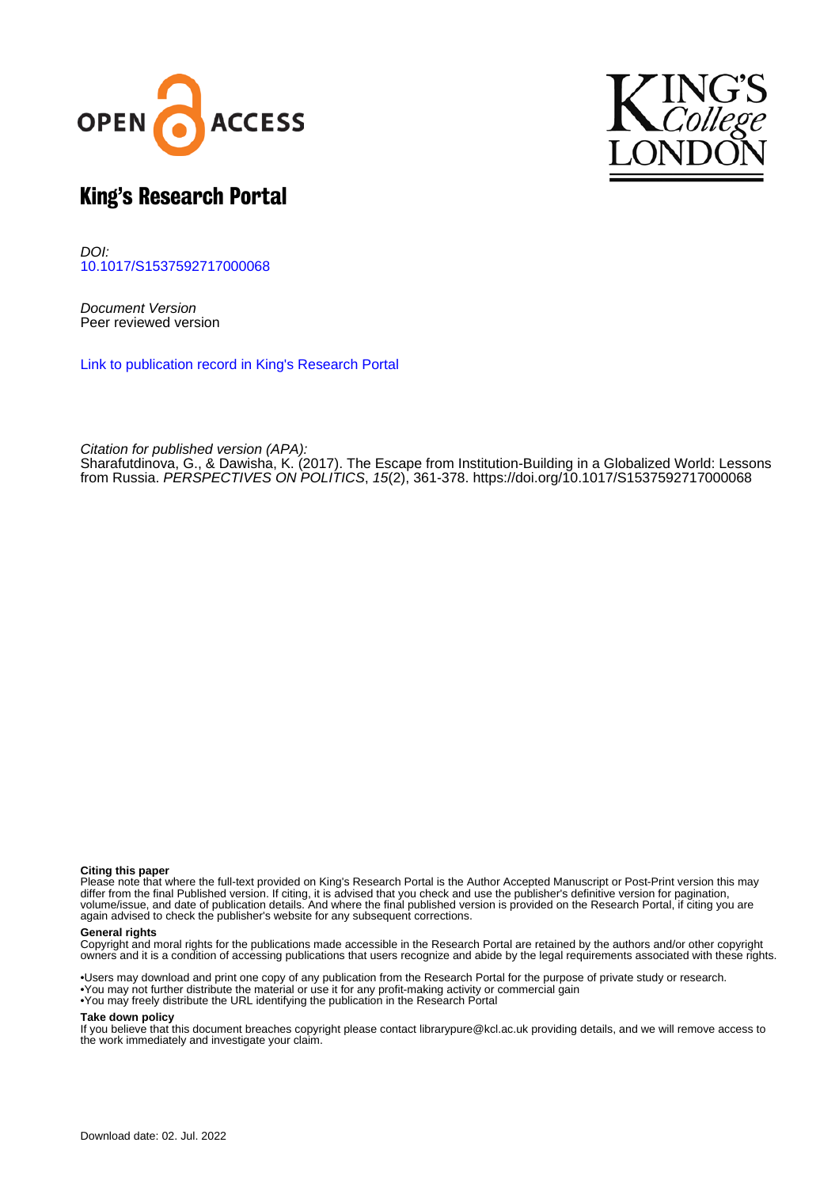# King's Research Portal

*DOI:*
[10.1017/S1537592717000068](https://doi.org/10.1017/S1537592717000068)

*Document Version*
Peer reviewed version

[Link to publication record in King's Research Portal](#)

*Citation for published version (APA):*
Sharafutdinova, G., & Dawisha, K. (2017). The Escape from Institution-Building in a Globalized World: Lessons from Russia. *PERSPECTIVES ON POLITICS*, *15*(2), 361-378. https://doi.org/10.1017/S1537592717000068

**Citing this paper**
Please note that where the full-text provided on King's Research Portal is the Author Accepted Manuscript or Post-Print version this may differ from the final Published version. If citing, it is advised that you check and use the publisher's definitive version for pagination, volume/issue, and date of publication details. And where the final published version is provided on the Research Portal, if citing you are again advised to check the publisher's website for any subsequent corrections.

**General rights**
Copyright and moral rights for the publications made accessible in the Research Portal are retained by the authors and/or other copyright owners and it is a condition of accessing publications that users recognize and abide by the legal requirements associated with these rights.

•Users may download and print one copy of any publication from the Research Portal for the purpose of private study or research.
•You may not further distribute the material or use it for any profit-making activity or commercial gain
•You may freely distribute the URL identifying the publication in the Research Portal

**Take down policy**
If you believe that this document breaches copyright please contact librarypure@kcl.ac.uk providing details, and we will remove access to the work immediately and investigate your claim.

Download date: 02. Jul. 2022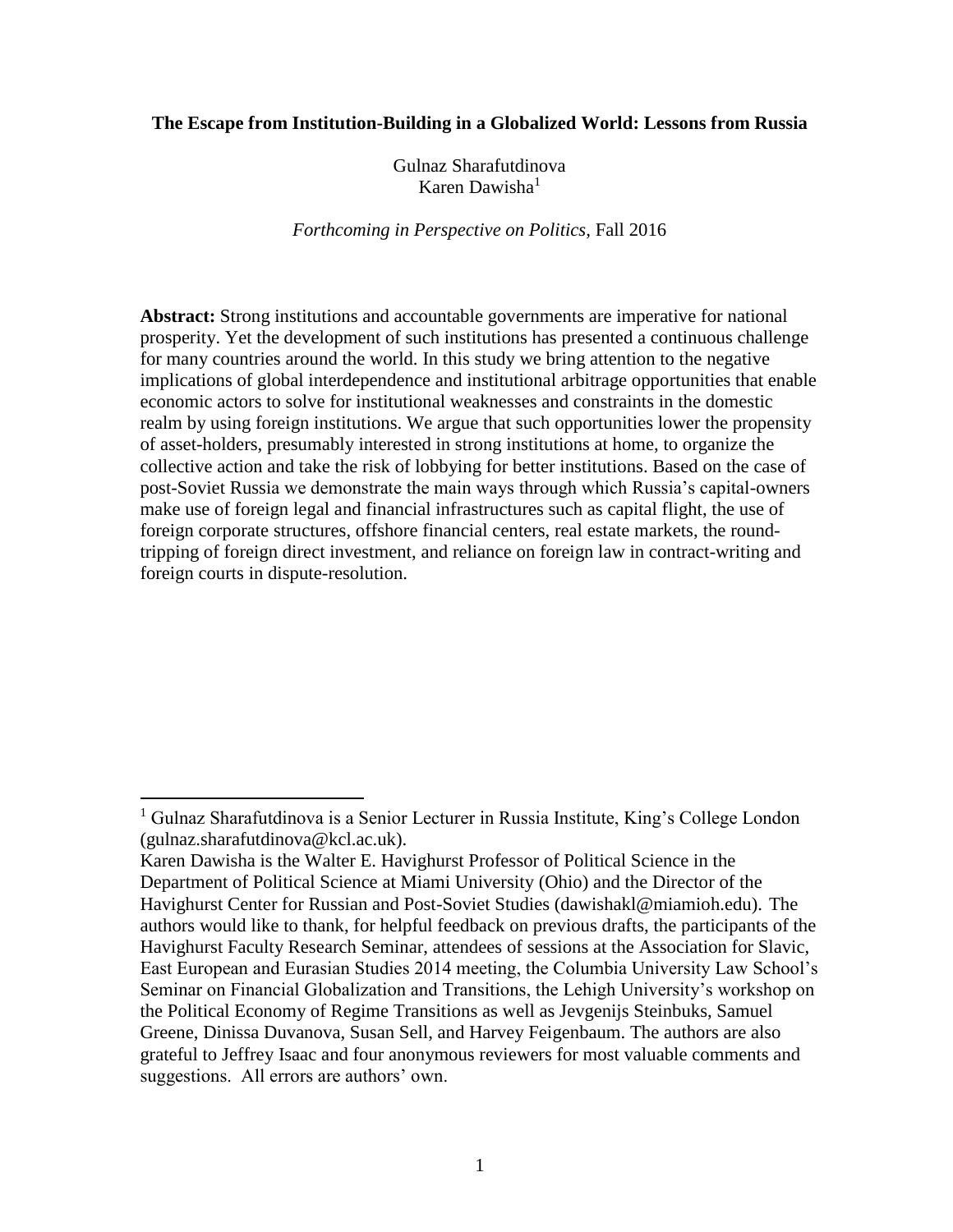**The Escape from Institution-Building in a Globalized World: Lessons from Russia**

Gulnaz Sharafutdinova
Karen Dawisha[1]

*Forthcoming in Perspective on Politics,* Fall 2016

**Abstract:** Strong institutions and accountable governments are imperative for national prosperity. Yet the development of such institutions has presented a continuous challenge for many countries around the world. In this study we bring attention to the negative implications of global interdependence and institutional arbitrage opportunities that enable economic actors to solve for institutional weaknesses and constraints in the domestic realm by using foreign institutions. We argue that such opportunities lower the propensity of asset-holders, presumably interested in strong institutions at home, to organize the collective action and take the risk of lobbying for better institutions. Based on the case of post-Soviet Russia we demonstrate the main ways through which Russia's capital-owners make use of foreign legal and financial infrastructures such as capital flight, the use of foreign corporate structures, offshore financial centers, real estate markets, the round-tripping of foreign direct investment, and reliance on foreign law in contract-writing and foreign courts in dispute-resolution.

[1] Gulnaz Sharafutdinova is a Senior Lecturer in Russia Institute, King's College London (gulnaz.sharafutdinova@kcl.ac.uk).
Karen Dawisha is the Walter E. Havighurst Professor of Political Science in the Department of Political Science at Miami University (Ohio) and the Director of the Havighurst Center for Russian and Post-Soviet Studies (dawishakl@miamioh.edu). The authors would like to thank, for helpful feedback on previous drafts, the participants of the Havighurst Faculty Research Seminar, attendees of sessions at the Association for Slavic, East European and Eurasian Studies 2014 meeting, the Columbia University Law School's Seminar on Financial Globalization and Transitions, the Lehigh University's workshop on the Political Economy of Regime Transitions as well as Jevgenijs Steinbuks, Samuel Greene, Dinissa Duvanova, Susan Sell, and Harvey Feigenbaum. The authors are also grateful to Jeffrey Isaac and four anonymous reviewers for most valuable comments and suggestions. All errors are authors' own.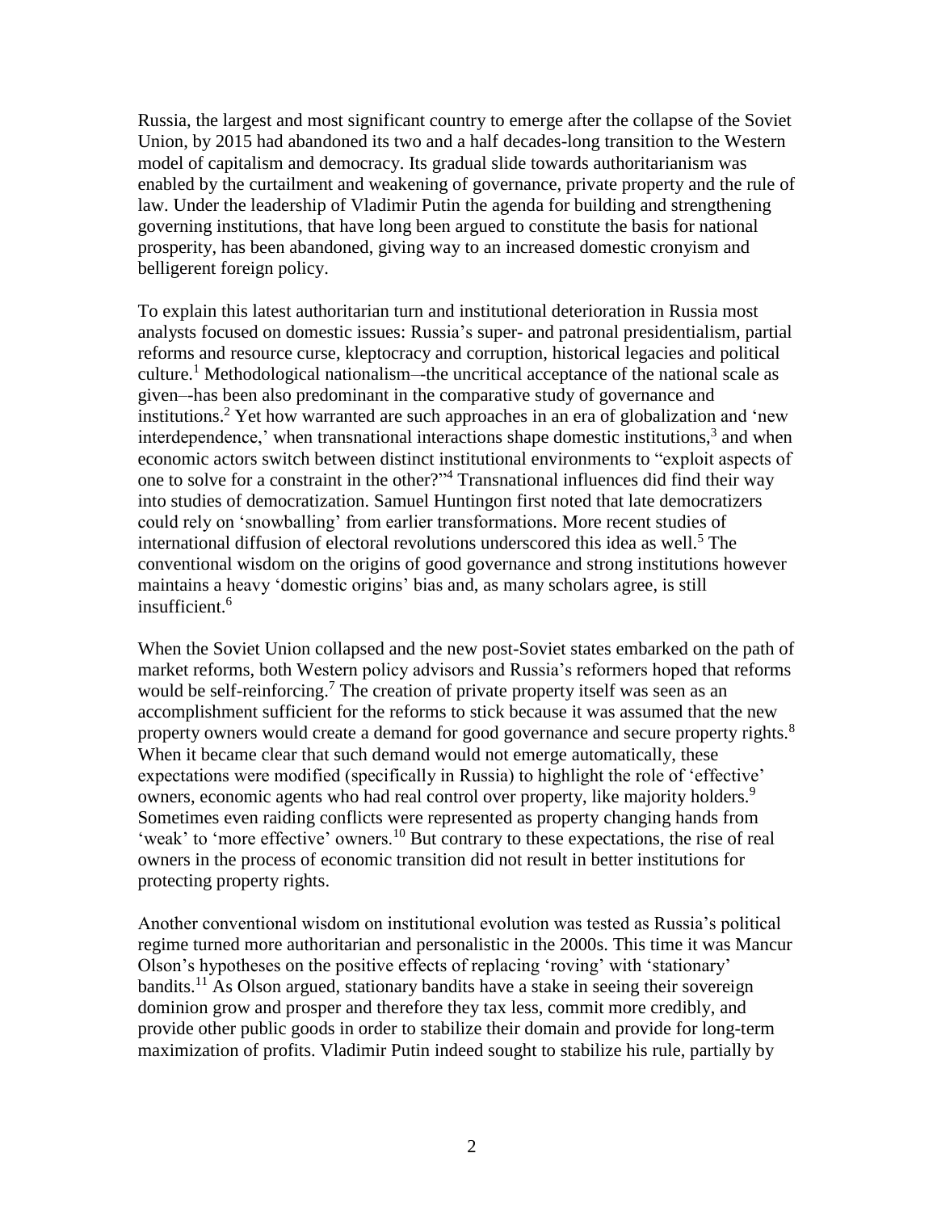Russia, the largest and most significant country to emerge after the collapse of the Soviet Union, by 2015 had abandoned its two and a half decades-long transition to the Western model of capitalism and democracy. Its gradual slide towards authoritarianism was enabled by the curtailment and weakening of governance, private property and the rule of law. Under the leadership of Vladimir Putin the agenda for building and strengthening governing institutions, that have long been argued to constitute the basis for national prosperity, has been abandoned, giving way to an increased domestic cronyism and belligerent foreign policy.

To explain this latest authoritarian turn and institutional deterioration in Russia most analysts focused on domestic issues: Russia's super- and patronal presidentialism, partial reforms and resource curse, kleptocracy and corruption, historical legacies and political culture.[1] Methodological nationalism–-the uncritical acceptance of the national scale as given–-has been also predominant in the comparative study of governance and institutions.[2] Yet how warranted are such approaches in an era of globalization and 'new interdependence,' when transnational interactions shape domestic institutions,[3] and when economic actors switch between distinct institutional environments to "exploit aspects of one to solve for a constraint in the other?"[4] Transnational influences did find their way into studies of democratization. Samuel Huntingon first noted that late democratizers could rely on 'snowballing' from earlier transformations. More recent studies of international diffusion of electoral revolutions underscored this idea as well.[5] The conventional wisdom on the origins of good governance and strong institutions however maintains a heavy 'domestic origins' bias and, as many scholars agree, is still insufficient.[6]

When the Soviet Union collapsed and the new post-Soviet states embarked on the path of market reforms, both Western policy advisors and Russia's reformers hoped that reforms would be self-reinforcing.[7] The creation of private property itself was seen as an accomplishment sufficient for the reforms to stick because it was assumed that the new property owners would create a demand for good governance and secure property rights.[8] When it became clear that such demand would not emerge automatically, these expectations were modified (specifically in Russia) to highlight the role of 'effective' owners, economic agents who had real control over property, like majority holders.[9] Sometimes even raiding conflicts were represented as property changing hands from 'weak' to 'more effective' owners.[10] But contrary to these expectations, the rise of real owners in the process of economic transition did not result in better institutions for protecting property rights.

Another conventional wisdom on institutional evolution was tested as Russia's political regime turned more authoritarian and personalistic in the 2000s. This time it was Mancur Olson's hypotheses on the positive effects of replacing 'roving' with 'stationary' bandits.[11] As Olson argued, stationary bandits have a stake in seeing their sovereign dominion grow and prosper and therefore they tax less, commit more credibly, and provide other public goods in order to stabilize their domain and provide for long-term maximization of profits. Vladimir Putin indeed sought to stabilize his rule, partially by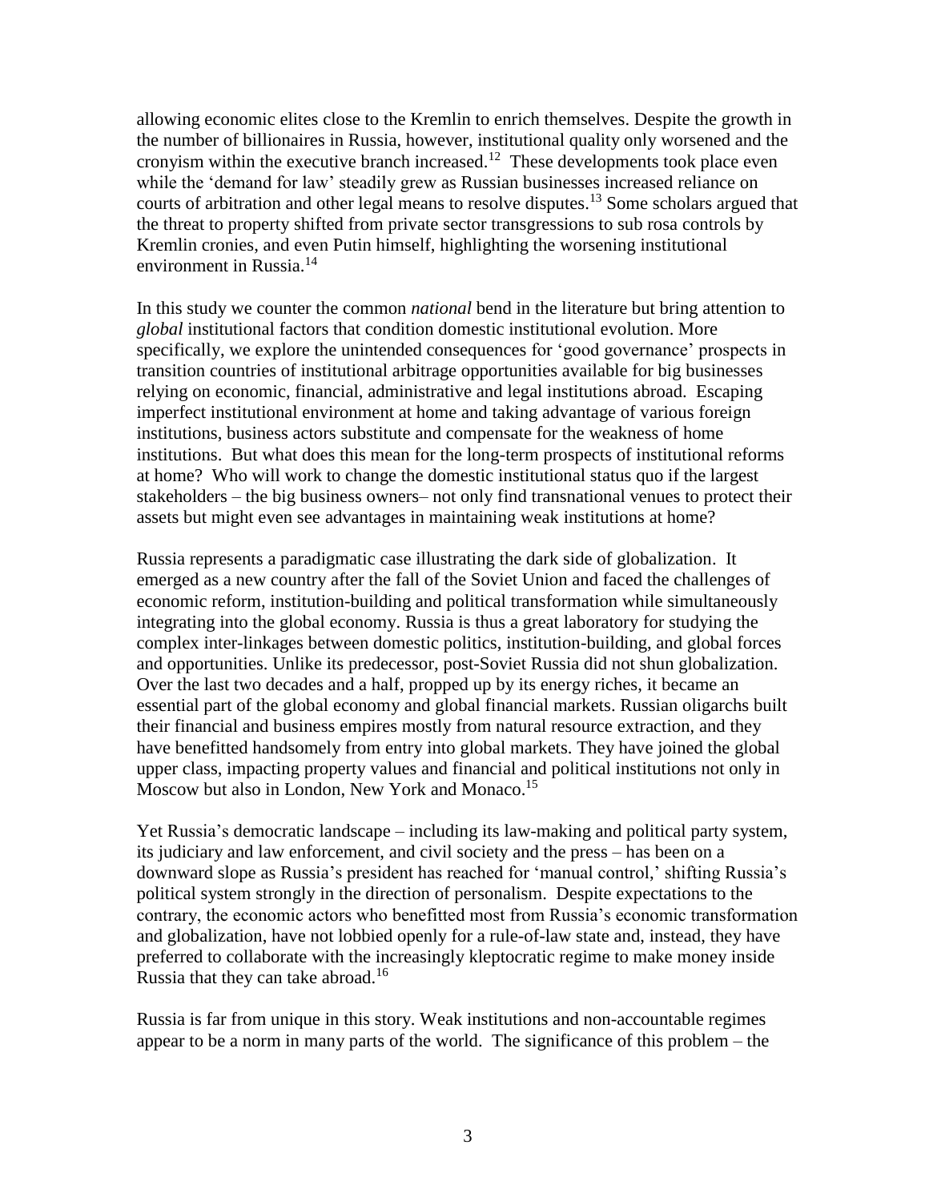allowing economic elites close to the Kremlin to enrich themselves. Despite the growth in the number of billionaires in Russia, however, institutional quality only worsened and the cronyism within the executive branch increased.[12] These developments took place even while the 'demand for law' steadily grew as Russian businesses increased reliance on courts of arbitration and other legal means to resolve disputes.[13] Some scholars argued that the threat to property shifted from private sector transgressions to sub rosa controls by Kremlin cronies, and even Putin himself, highlighting the worsening institutional environment in Russia.[14]

In this study we counter the common *national* bend in the literature but bring attention to *global* institutional factors that condition domestic institutional evolution. More specifically, we explore the unintended consequences for 'good governance' prospects in transition countries of institutional arbitrage opportunities available for big businesses relying on economic, financial, administrative and legal institutions abroad. Escaping imperfect institutional environment at home and taking advantage of various foreign institutions, business actors substitute and compensate for the weakness of home institutions. But what does this mean for the long-term prospects of institutional reforms at home? Who will work to change the domestic institutional status quo if the largest stakeholders – the big business owners– not only find transnational venues to protect their assets but might even see advantages in maintaining weak institutions at home?

Russia represents a paradigmatic case illustrating the dark side of globalization. It emerged as a new country after the fall of the Soviet Union and faced the challenges of economic reform, institution-building and political transformation while simultaneously integrating into the global economy. Russia is thus a great laboratory for studying the complex inter-linkages between domestic politics, institution-building, and global forces and opportunities. Unlike its predecessor, post-Soviet Russia did not shun globalization. Over the last two decades and a half, propped up by its energy riches, it became an essential part of the global economy and global financial markets. Russian oligarchs built their financial and business empires mostly from natural resource extraction, and they have benefitted handsomely from entry into global markets. They have joined the global upper class, impacting property values and financial and political institutions not only in Moscow but also in London, New York and Monaco.[15]

Yet Russia's democratic landscape – including its law-making and political party system, its judiciary and law enforcement, and civil society and the press – has been on a downward slope as Russia's president has reached for 'manual control,' shifting Russia's political system strongly in the direction of personalism. Despite expectations to the contrary, the economic actors who benefitted most from Russia's economic transformation and globalization, have not lobbied openly for a rule-of-law state and, instead, they have preferred to collaborate with the increasingly kleptocratic regime to make money inside Russia that they can take abroad.[16]

Russia is far from unique in this story. Weak institutions and non-accountable regimes appear to be a norm in many parts of the world. The significance of this problem – the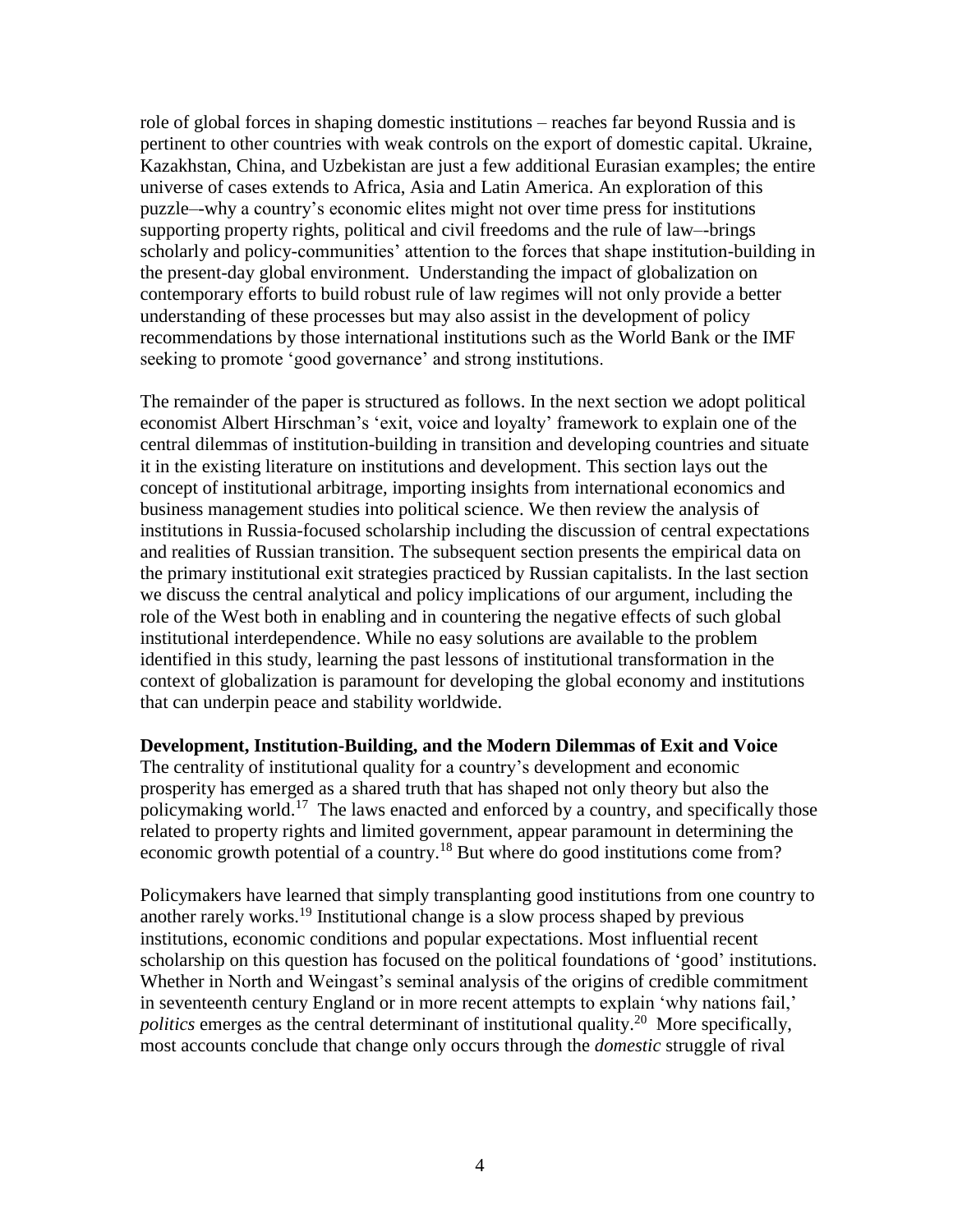role of global forces in shaping domestic institutions – reaches far beyond Russia and is pertinent to other countries with weak controls on the export of domestic capital. Ukraine, Kazakhstan, China, and Uzbekistan are just a few additional Eurasian examples; the entire universe of cases extends to Africa, Asia and Latin America. An exploration of this puzzle–-why a country's economic elites might not over time press for institutions supporting property rights, political and civil freedoms and the rule of law–-brings scholarly and policy-communities' attention to the forces that shape institution-building in the present-day global environment. Understanding the impact of globalization on contemporary efforts to build robust rule of law regimes will not only provide a better understanding of these processes but may also assist in the development of policy recommendations by those international institutions such as the World Bank or the IMF seeking to promote 'good governance' and strong institutions.

The remainder of the paper is structured as follows. In the next section we adopt political economist Albert Hirschman's 'exit, voice and loyalty' framework to explain one of the central dilemmas of institution-building in transition and developing countries and situate it in the existing literature on institutions and development. This section lays out the concept of institutional arbitrage, importing insights from international economics and business management studies into political science. We then review the analysis of institutions in Russia-focused scholarship including the discussion of central expectations and realities of Russian transition. The subsequent section presents the empirical data on the primary institutional exit strategies practiced by Russian capitalists. In the last section we discuss the central analytical and policy implications of our argument, including the role of the West both in enabling and in countering the negative effects of such global institutional interdependence. While no easy solutions are available to the problem identified in this study, learning the past lessons of institutional transformation in the context of globalization is paramount for developing the global economy and institutions that can underpin peace and stability worldwide.

**Development, Institution-Building, and the Modern Dilemmas of Exit and Voice**

The centrality of institutional quality for a country's development and economic prosperity has emerged as a shared truth that has shaped not only theory but also the policymaking world.[17] The laws enacted and enforced by a country, and specifically those related to property rights and limited government, appear paramount in determining the economic growth potential of a country.[18] But where do good institutions come from?

Policymakers have learned that simply transplanting good institutions from one country to another rarely works.[19] Institutional change is a slow process shaped by previous institutions, economic conditions and popular expectations. Most influential recent scholarship on this question has focused on the political foundations of 'good' institutions. Whether in North and Weingast's seminal analysis of the origins of credible commitment in seventeenth century England or in more recent attempts to explain 'why nations fail,' *politics* emerges as the central determinant of institutional quality.[20] More specifically, most accounts conclude that change only occurs through the *domestic* struggle of rival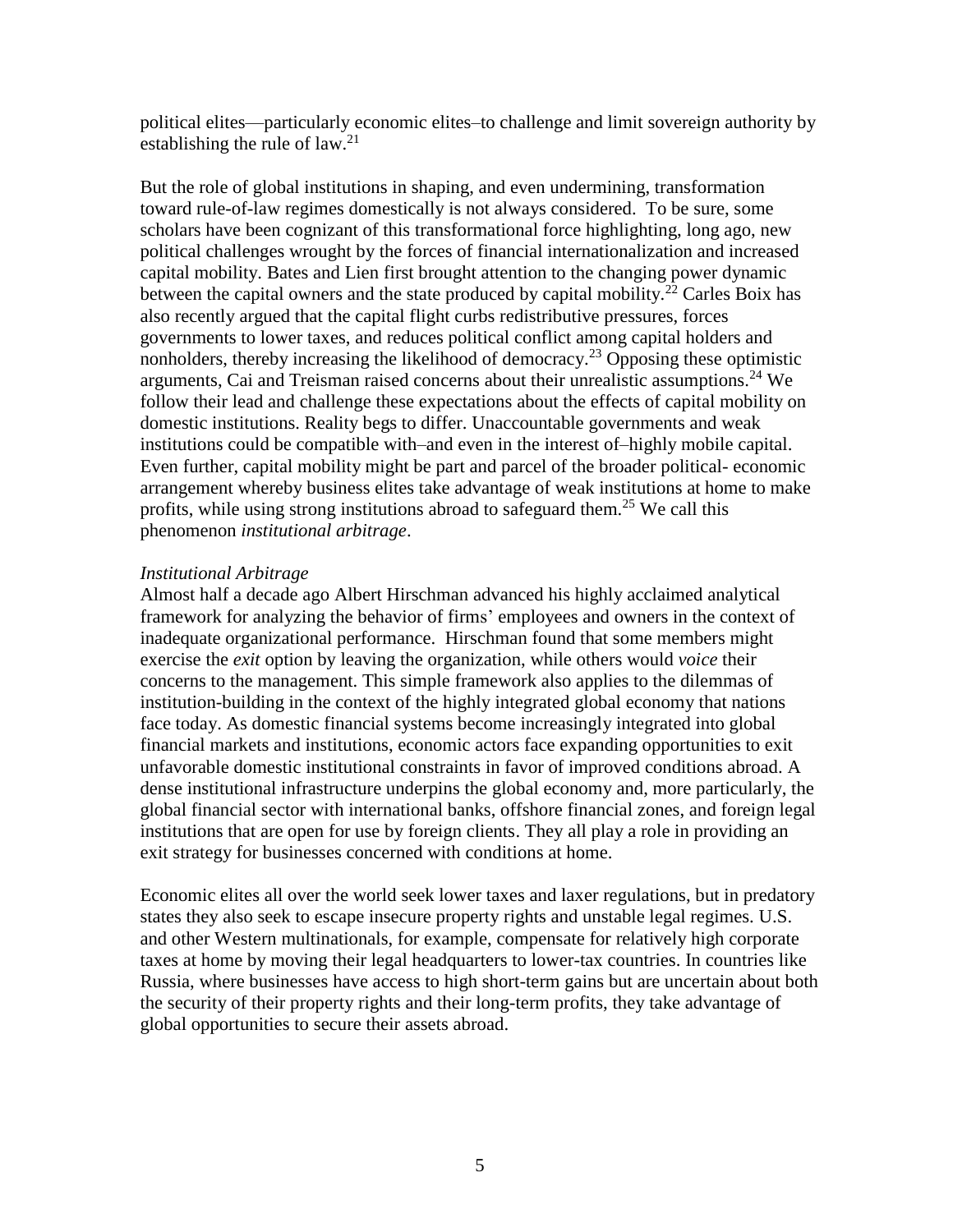political elites—particularly economic elites–to challenge and limit sovereign authority by establishing the rule of law.[21]

But the role of global institutions in shaping, and even undermining, transformation toward rule-of-law regimes domestically is not always considered. To be sure, some scholars have been cognizant of this transformational force highlighting, long ago, new political challenges wrought by the forces of financial internationalization and increased capital mobility. Bates and Lien first brought attention to the changing power dynamic between the capital owners and the state produced by capital mobility.[22] Carles Boix has also recently argued that the capital flight curbs redistributive pressures, forces governments to lower taxes, and reduces political conflict among capital holders and nonholders, thereby increasing the likelihood of democracy.[23] Opposing these optimistic arguments, Cai and Treisman raised concerns about their unrealistic assumptions.[24] We follow their lead and challenge these expectations about the effects of capital mobility on domestic institutions. Reality begs to differ. Unaccountable governments and weak institutions could be compatible with–and even in the interest of–highly mobile capital. Even further, capital mobility might be part and parcel of the broader political- economic arrangement whereby business elites take advantage of weak institutions at home to make profits, while using strong institutions abroad to safeguard them.[25] We call this phenomenon *institutional arbitrage*.

*Institutional Arbitrage*

Almost half a decade ago Albert Hirschman advanced his highly acclaimed analytical framework for analyzing the behavior of firms' employees and owners in the context of inadequate organizational performance. Hirschman found that some members might exercise the *exit* option by leaving the organization, while others would *voice* their concerns to the management. This simple framework also applies to the dilemmas of institution-building in the context of the highly integrated global economy that nations face today. As domestic financial systems become increasingly integrated into global financial markets and institutions, economic actors face expanding opportunities to exit unfavorable domestic institutional constraints in favor of improved conditions abroad. A dense institutional infrastructure underpins the global economy and, more particularly, the global financial sector with international banks, offshore financial zones, and foreign legal institutions that are open for use by foreign clients. They all play a role in providing an exit strategy for businesses concerned with conditions at home.

Economic elites all over the world seek lower taxes and laxer regulations, but in predatory states they also seek to escape insecure property rights and unstable legal regimes. U.S. and other Western multinationals, for example, compensate for relatively high corporate taxes at home by moving their legal headquarters to lower-tax countries. In countries like Russia, where businesses have access to high short-term gains but are uncertain about both the security of their property rights and their long-term profits, they take advantage of global opportunities to secure their assets abroad.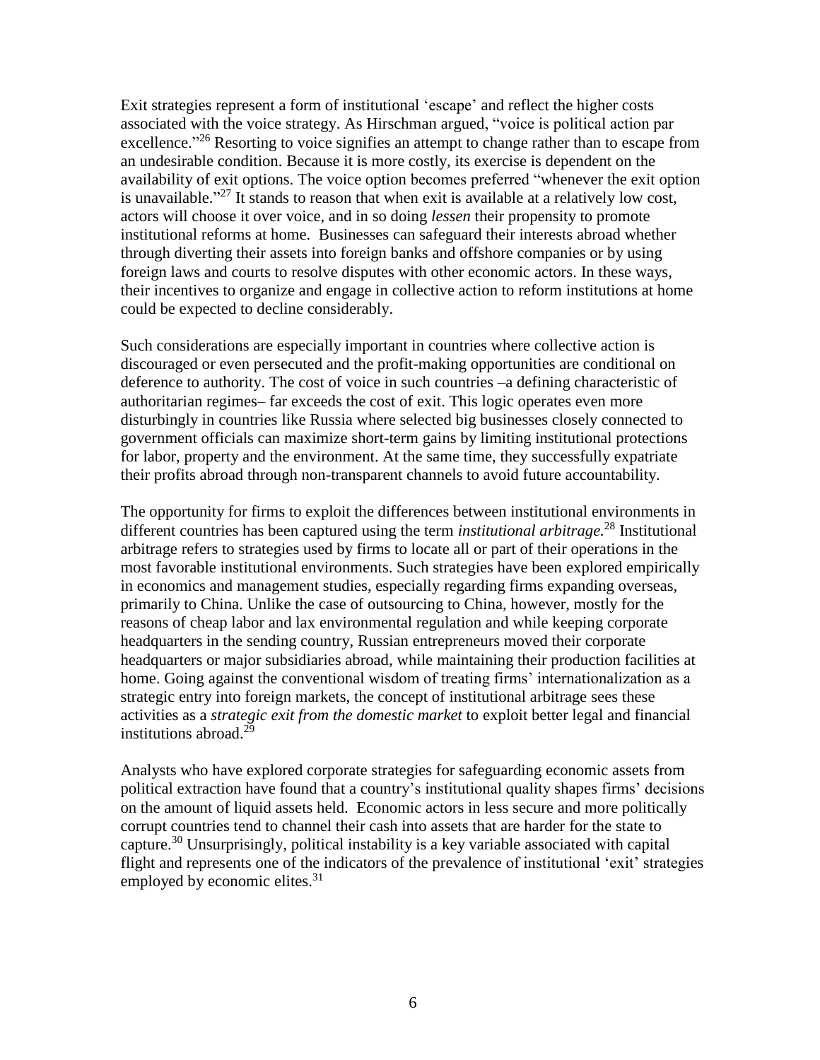Exit strategies represent a form of institutional 'escape' and reflect the higher costs associated with the voice strategy. As Hirschman argued, "voice is political action par excellence."[26] Resorting to voice signifies an attempt to change rather than to escape from an undesirable condition. Because it is more costly, its exercise is dependent on the availability of exit options. The voice option becomes preferred "whenever the exit option is unavailable."[27] It stands to reason that when exit is available at a relatively low cost, actors will choose it over voice, and in so doing *lessen* their propensity to promote institutional reforms at home. Businesses can safeguard their interests abroad whether through diverting their assets into foreign banks and offshore companies or by using foreign laws and courts to resolve disputes with other economic actors. In these ways, their incentives to organize and engage in collective action to reform institutions at home could be expected to decline considerably.

Such considerations are especially important in countries where collective action is discouraged or even persecuted and the profit-making opportunities are conditional on deference to authority. The cost of voice in such countries –a defining characteristic of authoritarian regimes– far exceeds the cost of exit. This logic operates even more disturbingly in countries like Russia where selected big businesses closely connected to government officials can maximize short-term gains by limiting institutional protections for labor, property and the environment. At the same time, they successfully expatriate their profits abroad through non-transparent channels to avoid future accountability.

The opportunity for firms to exploit the differences between institutional environments in different countries has been captured using the term *institutional arbitrage.*[28] Institutional arbitrage refers to strategies used by firms to locate all or part of their operations in the most favorable institutional environments. Such strategies have been explored empirically in economics and management studies, especially regarding firms expanding overseas, primarily to China. Unlike the case of outsourcing to China, however, mostly for the reasons of cheap labor and lax environmental regulation and while keeping corporate headquarters in the sending country, Russian entrepreneurs moved their corporate headquarters or major subsidiaries abroad, while maintaining their production facilities at home. Going against the conventional wisdom of treating firms' internationalization as a strategic entry into foreign markets, the concept of institutional arbitrage sees these activities as a *strategic exit from the domestic market* to exploit better legal and financial institutions abroad.[29]

Analysts who have explored corporate strategies for safeguarding economic assets from political extraction have found that a country's institutional quality shapes firms' decisions on the amount of liquid assets held. Economic actors in less secure and more politically corrupt countries tend to channel their cash into assets that are harder for the state to capture.[30] Unsurprisingly, political instability is a key variable associated with capital flight and represents one of the indicators of the prevalence of institutional 'exit' strategies employed by economic elites.[31]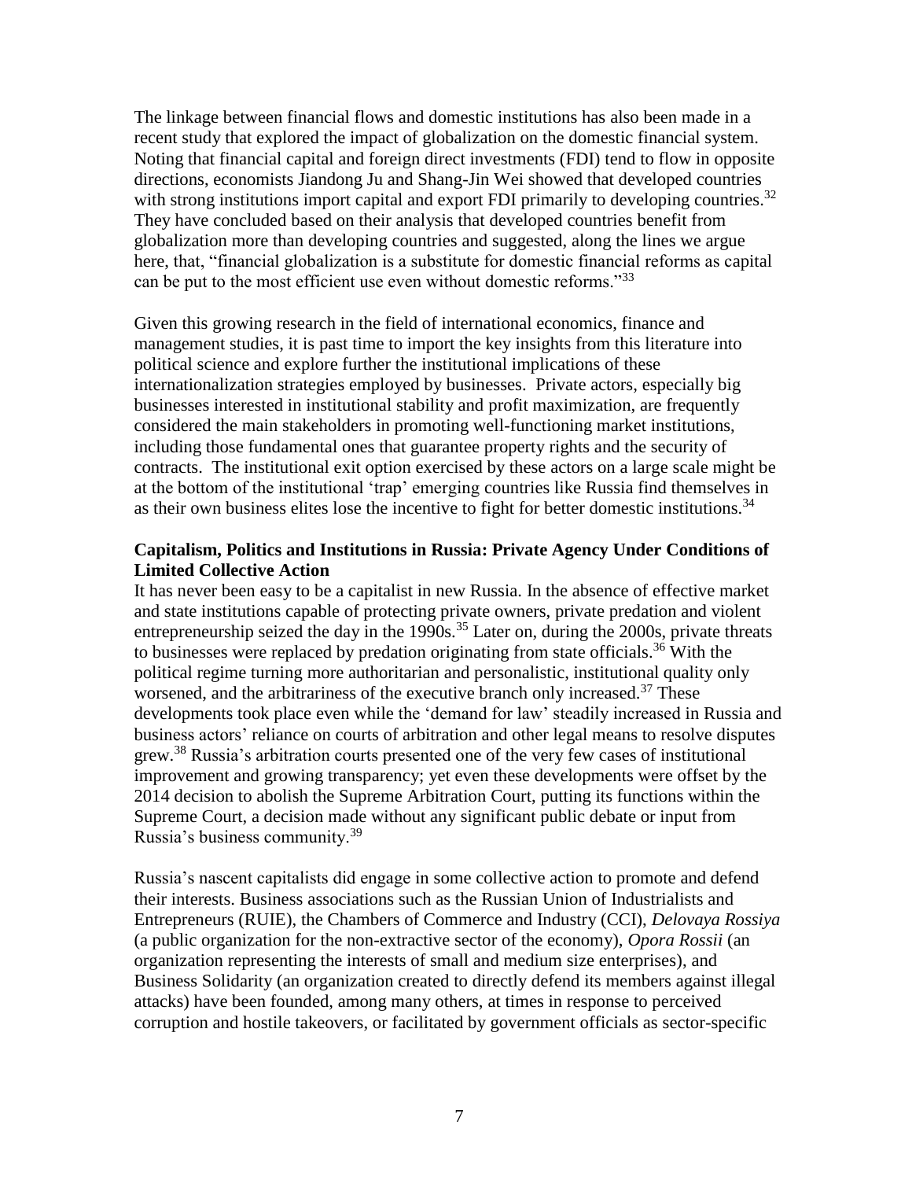The linkage between financial flows and domestic institutions has also been made in a recent study that explored the impact of globalization on the domestic financial system. Noting that financial capital and foreign direct investments (FDI) tend to flow in opposite directions, economists Jiandong Ju and Shang-Jin Wei showed that developed countries with strong institutions import capital and export FDI primarily to developing countries.[32] They have concluded based on their analysis that developed countries benefit from globalization more than developing countries and suggested, along the lines we argue here, that, "financial globalization is a substitute for domestic financial reforms as capital can be put to the most efficient use even without domestic reforms."[33]

Given this growing research in the field of international economics, finance and management studies, it is past time to import the key insights from this literature into political science and explore further the institutional implications of these internationalization strategies employed by businesses. Private actors, especially big businesses interested in institutional stability and profit maximization, are frequently considered the main stakeholders in promoting well-functioning market institutions, including those fundamental ones that guarantee property rights and the security of contracts. The institutional exit option exercised by these actors on a large scale might be at the bottom of the institutional 'trap' emerging countries like Russia find themselves in as their own business elites lose the incentive to fight for better domestic institutions.[34]

**Capitalism, Politics and Institutions in Russia: Private Agency Under Conditions of Limited Collective Action**

It has never been easy to be a capitalist in new Russia. In the absence of effective market and state institutions capable of protecting private owners, private predation and violent entrepreneurship seized the day in the 1990s.[35] Later on, during the 2000s, private threats to businesses were replaced by predation originating from state officials.[36] With the political regime turning more authoritarian and personalistic, institutional quality only worsened, and the arbitrariness of the executive branch only increased.[37] These developments took place even while the 'demand for law' steadily increased in Russia and business actors' reliance on courts of arbitration and other legal means to resolve disputes grew.[38] Russia's arbitration courts presented one of the very few cases of institutional improvement and growing transparency; yet even these developments were offset by the 2014 decision to abolish the Supreme Arbitration Court, putting its functions within the Supreme Court, a decision made without any significant public debate or input from Russia's business community.[39]

Russia's nascent capitalists did engage in some collective action to promote and defend their interests. Business associations such as the Russian Union of Industrialists and Entrepreneurs (RUIE), the Chambers of Commerce and Industry (CCI), *Delovaya Rossiya* (a public organization for the non-extractive sector of the economy), *Opora Rossii* (an organization representing the interests of small and medium size enterprises), and Business Solidarity (an organization created to directly defend its members against illegal attacks) have been founded, among many others, at times in response to perceived corruption and hostile takeovers, or facilitated by government officials as sector-specific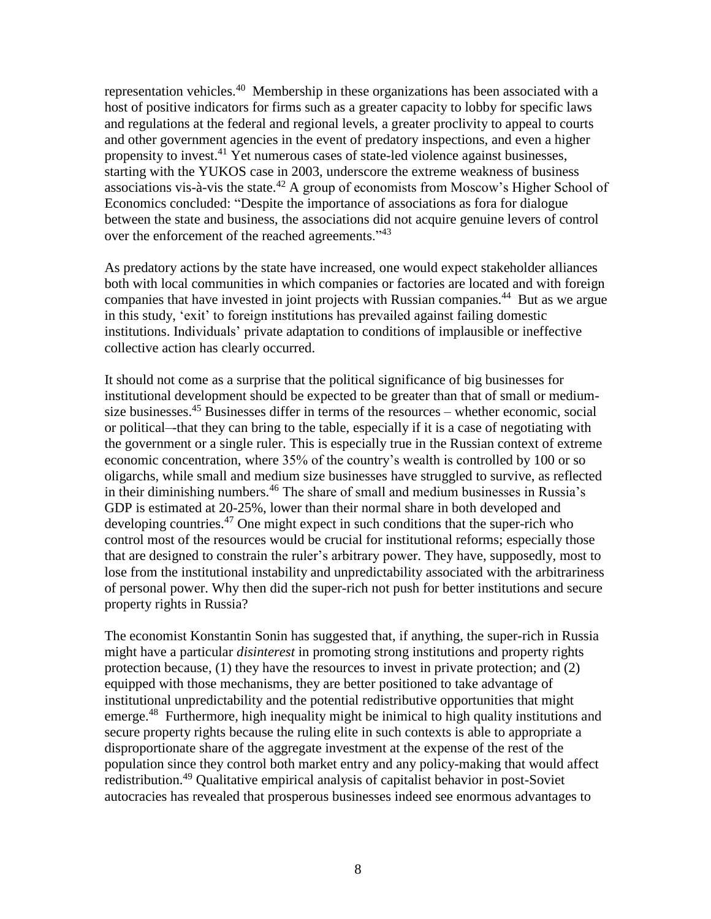representation vehicles.[40] Membership in these organizations has been associated with a host of positive indicators for firms such as a greater capacity to lobby for specific laws and regulations at the federal and regional levels, a greater proclivity to appeal to courts and other government agencies in the event of predatory inspections, and even a higher propensity to invest.[41] Yet numerous cases of state-led violence against businesses, starting with the YUKOS case in 2003, underscore the extreme weakness of business associations vis-à-vis the state.[42] A group of economists from Moscow's Higher School of Economics concluded: "Despite the importance of associations as fora for dialogue between the state and business, the associations did not acquire genuine levers of control over the enforcement of the reached agreements."[43]

As predatory actions by the state have increased, one would expect stakeholder alliances both with local communities in which companies or factories are located and with foreign companies that have invested in joint projects with Russian companies.[44] But as we argue in this study, 'exit' to foreign institutions has prevailed against failing domestic institutions. Individuals' private adaptation to conditions of implausible or ineffective collective action has clearly occurred.

It should not come as a surprise that the political significance of big businesses for institutional development should be expected to be greater than that of small or medium-size businesses.[45] Businesses differ in terms of the resources – whether economic, social or political–-that they can bring to the table, especially if it is a case of negotiating with the government or a single ruler. This is especially true in the Russian context of extreme economic concentration, where 35% of the country's wealth is controlled by 100 or so oligarchs, while small and medium size businesses have struggled to survive, as reflected in their diminishing numbers.[46] The share of small and medium businesses in Russia's GDP is estimated at 20-25%, lower than their normal share in both developed and developing countries.[47] One might expect in such conditions that the super-rich who control most of the resources would be crucial for institutional reforms; especially those that are designed to constrain the ruler's arbitrary power. They have, supposedly, most to lose from the institutional instability and unpredictability associated with the arbitrariness of personal power. Why then did the super-rich not push for better institutions and secure property rights in Russia?

The economist Konstantin Sonin has suggested that, if anything, the super-rich in Russia might have a particular *disinterest* in promoting strong institutions and property rights protection because, (1) they have the resources to invest in private protection; and (2) equipped with those mechanisms, they are better positioned to take advantage of institutional unpredictability and the potential redistributive opportunities that might emerge.[48] Furthermore, high inequality might be inimical to high quality institutions and secure property rights because the ruling elite in such contexts is able to appropriate a disproportionate share of the aggregate investment at the expense of the rest of the population since they control both market entry and any policy-making that would affect redistribution.[49] Qualitative empirical analysis of capitalist behavior in post-Soviet autocracies has revealed that prosperous businesses indeed see enormous advantages to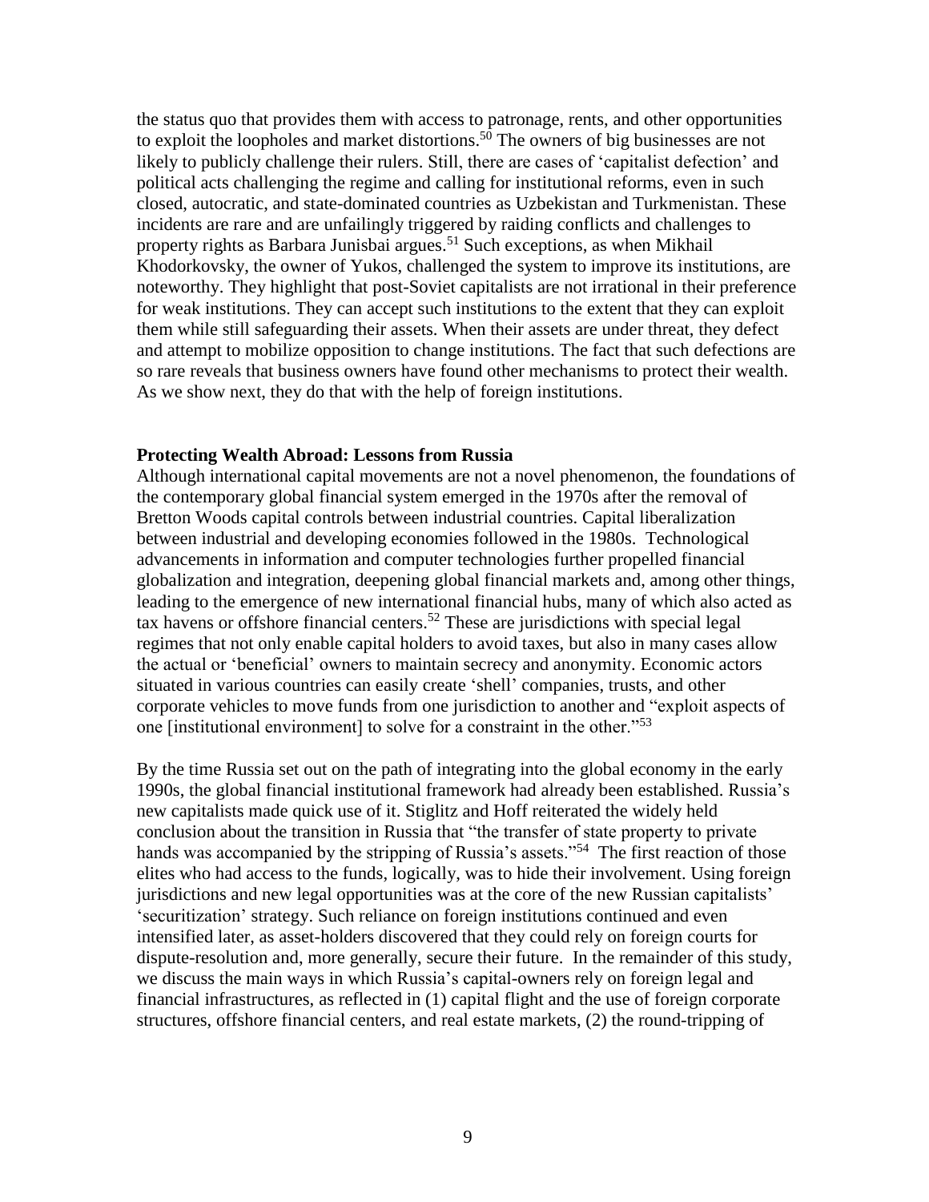the status quo that provides them with access to patronage, rents, and other opportunities to exploit the loopholes and market distortions.[50] The owners of big businesses are not likely to publicly challenge their rulers. Still, there are cases of 'capitalist defection' and political acts challenging the regime and calling for institutional reforms, even in such closed, autocratic, and state-dominated countries as Uzbekistan and Turkmenistan. These incidents are rare and are unfailingly triggered by raiding conflicts and challenges to property rights as Barbara Junisbai argues.[51] Such exceptions, as when Mikhail Khodorkovsky, the owner of Yukos, challenged the system to improve its institutions, are noteworthy. They highlight that post-Soviet capitalists are not irrational in their preference for weak institutions. They can accept such institutions to the extent that they can exploit them while still safeguarding their assets. When their assets are under threat, they defect and attempt to mobilize opposition to change institutions. The fact that such defections are so rare reveals that business owners have found other mechanisms to protect their wealth. As we show next, they do that with the help of foreign institutions.

**Protecting Wealth Abroad: Lessons from Russia**

Although international capital movements are not a novel phenomenon, the foundations of the contemporary global financial system emerged in the 1970s after the removal of Bretton Woods capital controls between industrial countries. Capital liberalization between industrial and developing economies followed in the 1980s. Technological advancements in information and computer technologies further propelled financial globalization and integration, deepening global financial markets and, among other things, leading to the emergence of new international financial hubs, many of which also acted as tax havens or offshore financial centers.[52] These are jurisdictions with special legal regimes that not only enable capital holders to avoid taxes, but also in many cases allow the actual or 'beneficial' owners to maintain secrecy and anonymity. Economic actors situated in various countries can easily create 'shell' companies, trusts, and other corporate vehicles to move funds from one jurisdiction to another and "exploit aspects of one [institutional environment] to solve for a constraint in the other."[53]

By the time Russia set out on the path of integrating into the global economy in the early 1990s, the global financial institutional framework had already been established. Russia's new capitalists made quick use of it. Stiglitz and Hoff reiterated the widely held conclusion about the transition in Russia that "the transfer of state property to private hands was accompanied by the stripping of Russia's assets."[54] The first reaction of those elites who had access to the funds, logically, was to hide their involvement. Using foreign jurisdictions and new legal opportunities was at the core of the new Russian capitalists' 'securitization' strategy. Such reliance on foreign institutions continued and even intensified later, as asset-holders discovered that they could rely on foreign courts for dispute-resolution and, more generally, secure their future. In the remainder of this study, we discuss the main ways in which Russia's capital-owners rely on foreign legal and financial infrastructures, as reflected in (1) capital flight and the use of foreign corporate structures, offshore financial centers, and real estate markets, (2) the round-tripping of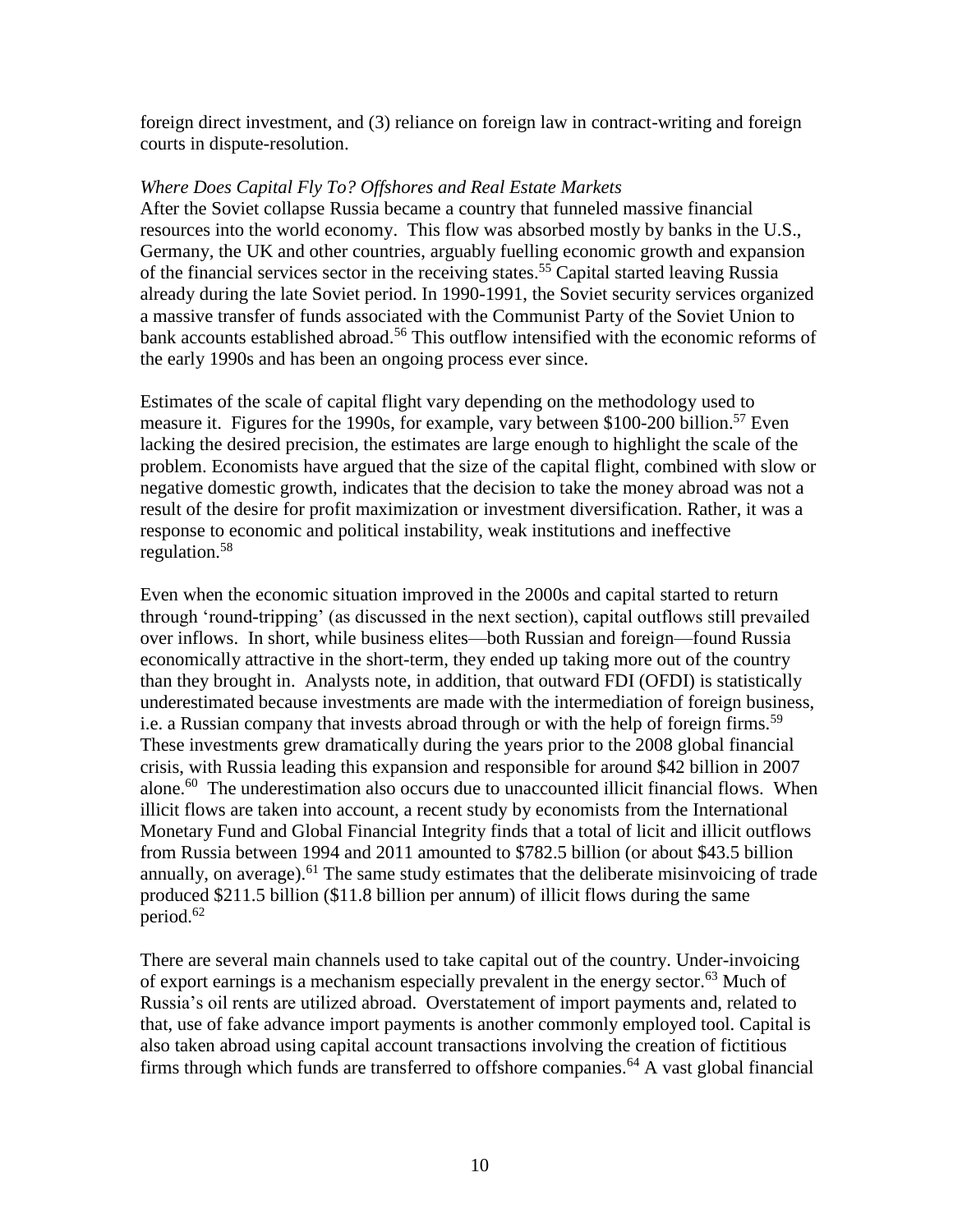foreign direct investment, and (3) reliance on foreign law in contract-writing and foreign courts in dispute-resolution.

*Where Does Capital Fly To? Offshores and Real Estate Markets*

After the Soviet collapse Russia became a country that funneled massive financial resources into the world economy. This flow was absorbed mostly by banks in the U.S., Germany, the UK and other countries, arguably fuelling economic growth and expansion of the financial services sector in the receiving states.[55] Capital started leaving Russia already during the late Soviet period. In 1990-1991, the Soviet security services organized a massive transfer of funds associated with the Communist Party of the Soviet Union to bank accounts established abroad.[56] This outflow intensified with the economic reforms of the early 1990s and has been an ongoing process ever since.

Estimates of the scale of capital flight vary depending on the methodology used to measure it. Figures for the 1990s, for example, vary between $100-200 billion.[57] Even lacking the desired precision, the estimates are large enough to highlight the scale of the problem. Economists have argued that the size of the capital flight, combined with slow or negative domestic growth, indicates that the decision to take the money abroad was not a result of the desire for profit maximization or investment diversification. Rather, it was a response to economic and political instability, weak institutions and ineffective regulation.[58]

Even when the economic situation improved in the 2000s and capital started to return through 'round-tripping' (as discussed in the next section), capital outflows still prevailed over inflows. In short, while business elites—both Russian and foreign—found Russia economically attractive in the short-term, they ended up taking more out of the country than they brought in. Analysts note, in addition, that outward FDI (OFDI) is statistically underestimated because investments are made with the intermediation of foreign business, i.e. a Russian company that invests abroad through or with the help of foreign firms.[59] These investments grew dramatically during the years prior to the 2008 global financial crisis, with Russia leading this expansion and responsible for around $42 billion in 2007 alone.[60] The underestimation also occurs due to unaccounted illicit financial flows. When illicit flows are taken into account, a recent study by economists from the International Monetary Fund and Global Financial Integrity finds that a total of licit and illicit outflows from Russia between 1994 and 2011 amounted to $782.5 billion (or about $43.5 billion annually, on average).[61] The same study estimates that the deliberate misinvoicing of trade produced $211.5 billion ($11.8 billion per annum) of illicit flows during the same period.[62]

There are several main channels used to take capital out of the country. Under-invoicing of export earnings is a mechanism especially prevalent in the energy sector.[63] Much of Russia's oil rents are utilized abroad. Overstatement of import payments and, related to that, use of fake advance import payments is another commonly employed tool. Capital is also taken abroad using capital account transactions involving the creation of fictitious firms through which funds are transferred to offshore companies.[64] A vast global financial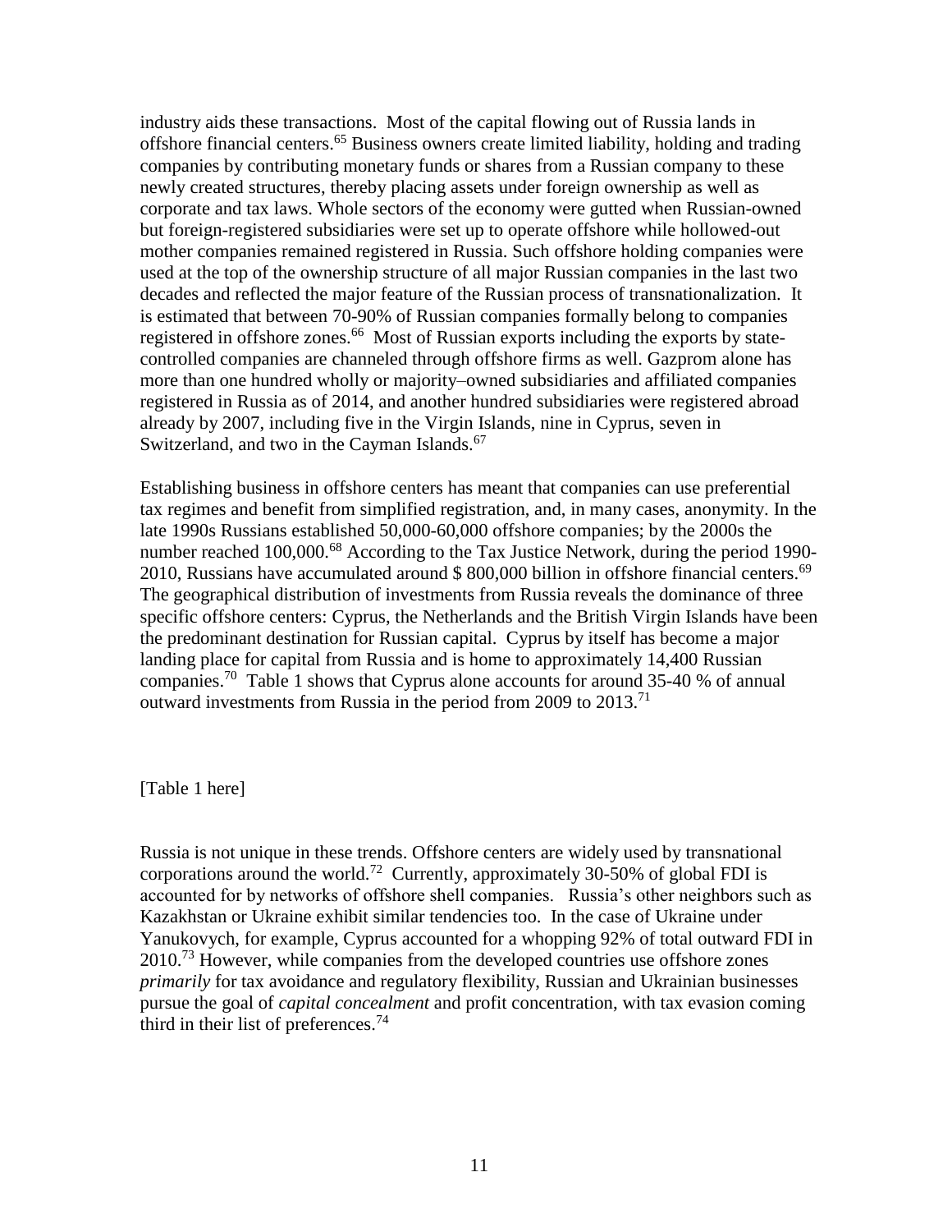industry aids these transactions. Most of the capital flowing out of Russia lands in offshore financial centers.[65] Business owners create limited liability, holding and trading companies by contributing monetary funds or shares from a Russian company to these newly created structures, thereby placing assets under foreign ownership as well as corporate and tax laws. Whole sectors of the economy were gutted when Russian-owned but foreign-registered subsidiaries were set up to operate offshore while hollowed-out mother companies remained registered in Russia. Such offshore holding companies were used at the top of the ownership structure of all major Russian companies in the last two decades and reflected the major feature of the Russian process of transnationalization. It is estimated that between 70-90% of Russian companies formally belong to companies registered in offshore zones.[66] Most of Russian exports including the exports by state-controlled companies are channeled through offshore firms as well. Gazprom alone has more than one hundred wholly or majority–owned subsidiaries and affiliated companies registered in Russia as of 2014, and another hundred subsidiaries were registered abroad already by 2007, including five in the Virgin Islands, nine in Cyprus, seven in Switzerland, and two in the Cayman Islands.[67]

Establishing business in offshore centers has meant that companies can use preferential tax regimes and benefit from simplified registration, and, in many cases, anonymity. In the late 1990s Russians established 50,000-60,000 offshore companies; by the 2000s the number reached 100,000.[68] According to the Tax Justice Network, during the period 1990-2010, Russians have accumulated around $ 800,000 billion in offshore financial centers.[69] The geographical distribution of investments from Russia reveals the dominance of three specific offshore centers: Cyprus, the Netherlands and the British Virgin Islands have been the predominant destination for Russian capital. Cyprus by itself has become a major landing place for capital from Russia and is home to approximately 14,400 Russian companies.[70] Table 1 shows that Cyprus alone accounts for around 35-40 % of annual outward investments from Russia in the period from 2009 to 2013.[71]

[Table 1 here]

Russia is not unique in these trends. Offshore centers are widely used by transnational corporations around the world.[72] Currently, approximately 30-50% of global FDI is accounted for by networks of offshore shell companies. Russia's other neighbors such as Kazakhstan or Ukraine exhibit similar tendencies too. In the case of Ukraine under Yanukovych, for example, Cyprus accounted for a whopping 92% of total outward FDI in 2010.[73] However, while companies from the developed countries use offshore zones *primarily* for tax avoidance and regulatory flexibility, Russian and Ukrainian businesses pursue the goal of *capital concealment* and profit concentration, with tax evasion coming third in their list of preferences.[74]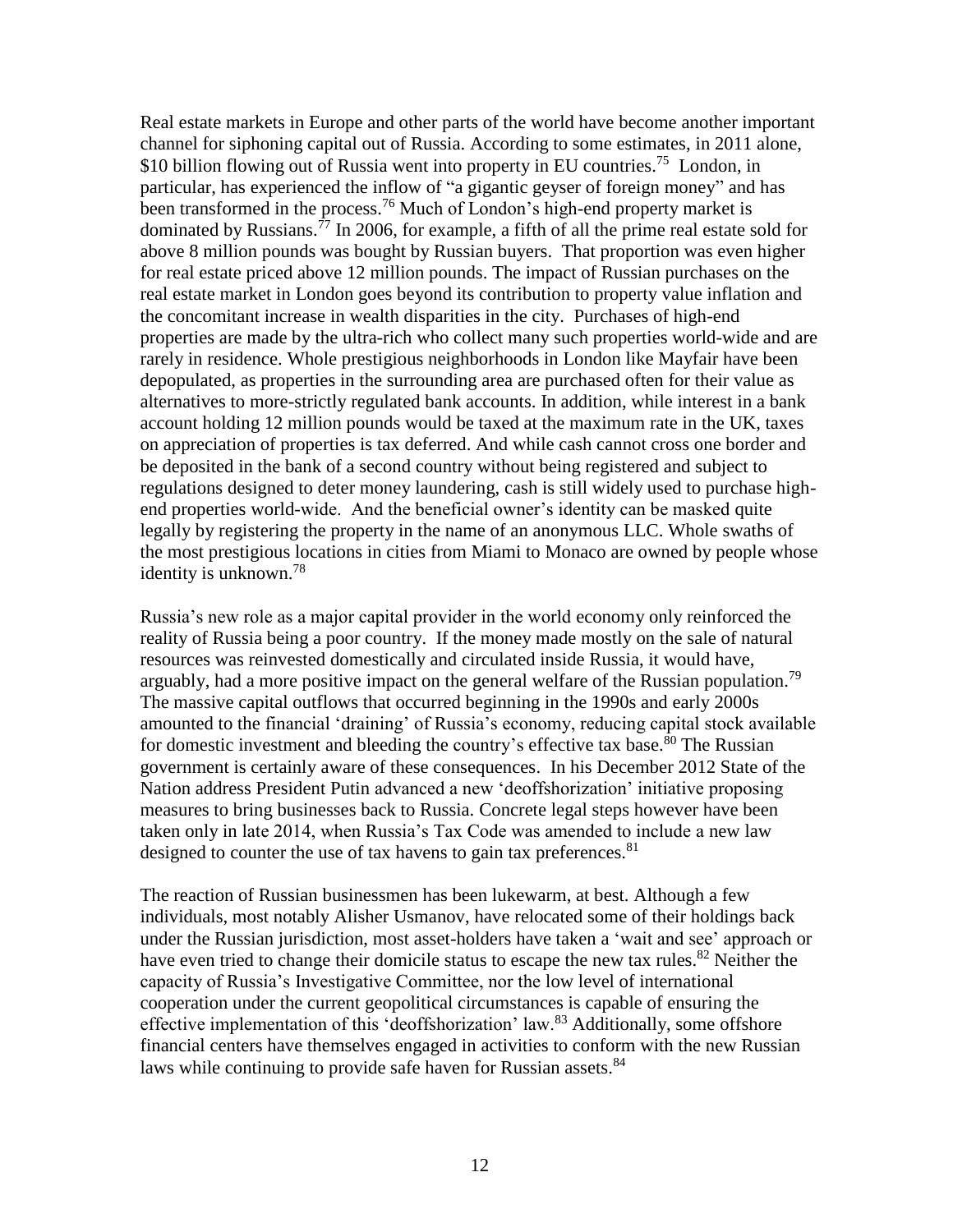Real estate markets in Europe and other parts of the world have become another important channel for siphoning capital out of Russia. According to some estimates, in 2011 alone, \$10 billion flowing out of Russia went into property in EU countries.[75] London, in particular, has experienced the inflow of "a gigantic geyser of foreign money" and has been transformed in the process.[76] Much of London's high-end property market is dominated by Russians.[77] In 2006, for example, a fifth of all the prime real estate sold for above 8 million pounds was bought by Russian buyers. That proportion was even higher for real estate priced above 12 million pounds. The impact of Russian purchases on the real estate market in London goes beyond its contribution to property value inflation and the concomitant increase in wealth disparities in the city. Purchases of high-end properties are made by the ultra-rich who collect many such properties world-wide and are rarely in residence. Whole prestigious neighborhoods in London like Mayfair have been depopulated, as properties in the surrounding area are purchased often for their value as alternatives to more-strictly regulated bank accounts. In addition, while interest in a bank account holding 12 million pounds would be taxed at the maximum rate in the UK, taxes on appreciation of properties is tax deferred. And while cash cannot cross one border and be deposited in the bank of a second country without being registered and subject to regulations designed to deter money laundering, cash is still widely used to purchase high-end properties world-wide. And the beneficial owner's identity can be masked quite legally by registering the property in the name of an anonymous LLC. Whole swaths of the most prestigious locations in cities from Miami to Monaco are owned by people whose identity is unknown.[78]

Russia's new role as a major capital provider in the world economy only reinforced the reality of Russia being a poor country. If the money made mostly on the sale of natural resources was reinvested domestically and circulated inside Russia, it would have, arguably, had a more positive impact on the general welfare of the Russian population.[79] The massive capital outflows that occurred beginning in the 1990s and early 2000s amounted to the financial 'draining' of Russia's economy, reducing capital stock available for domestic investment and bleeding the country's effective tax base.[80] The Russian government is certainly aware of these consequences. In his December 2012 State of the Nation address President Putin advanced a new 'deoffshorization' initiative proposing measures to bring businesses back to Russia. Concrete legal steps however have been taken only in late 2014, when Russia's Tax Code was amended to include a new law designed to counter the use of tax havens to gain tax preferences.[81]

The reaction of Russian businessmen has been lukewarm, at best. Although a few individuals, most notably Alisher Usmanov, have relocated some of their holdings back under the Russian jurisdiction, most asset-holders have taken a 'wait and see' approach or have even tried to change their domicile status to escape the new tax rules.[82] Neither the capacity of Russia's Investigative Committee, nor the low level of international cooperation under the current geopolitical circumstances is capable of ensuring the effective implementation of this 'deoffshorization' law.[83] Additionally, some offshore financial centers have themselves engaged in activities to conform with the new Russian laws while continuing to provide safe haven for Russian assets.[84]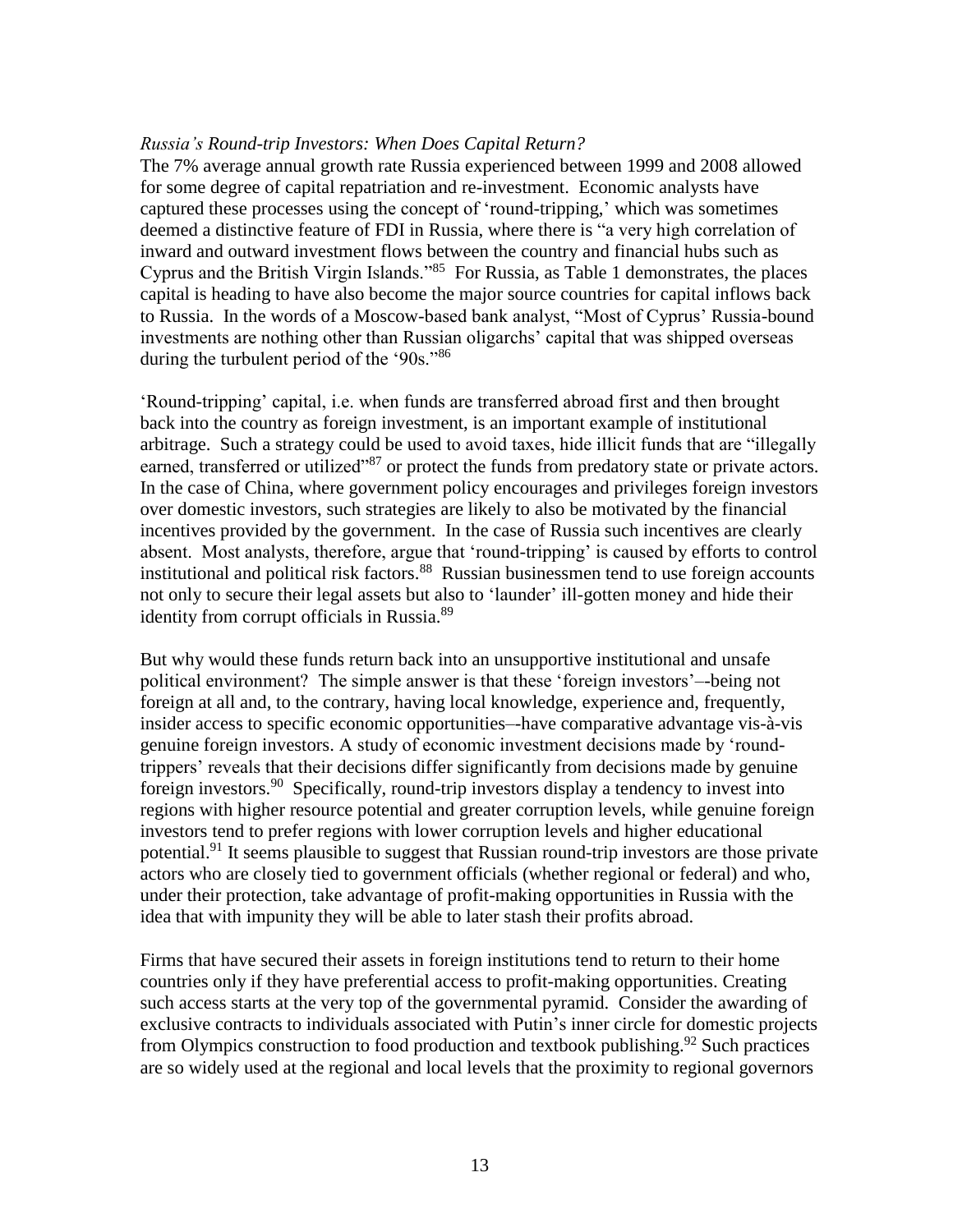*Russia's Round-trip Investors: When Does Capital Return?*

The 7% average annual growth rate Russia experienced between 1999 and 2008 allowed for some degree of capital repatriation and re-investment. Economic analysts have captured these processes using the concept of 'round-tripping,' which was sometimes deemed a distinctive feature of FDI in Russia, where there is "a very high correlation of inward and outward investment flows between the country and financial hubs such as Cyprus and the British Virgin Islands."[85] For Russia, as Table 1 demonstrates, the places capital is heading to have also become the major source countries for capital inflows back to Russia. In the words of a Moscow-based bank analyst, "Most of Cyprus' Russia-bound investments are nothing other than Russian oligarchs' capital that was shipped overseas during the turbulent period of the '90s."[86]

'Round-tripping' capital, i.e. when funds are transferred abroad first and then brought back into the country as foreign investment, is an important example of institutional arbitrage. Such a strategy could be used to avoid taxes, hide illicit funds that are "illegally earned, transferred or utilized"[87] or protect the funds from predatory state or private actors. In the case of China, where government policy encourages and privileges foreign investors over domestic investors, such strategies are likely to also be motivated by the financial incentives provided by the government. In the case of Russia such incentives are clearly absent. Most analysts, therefore, argue that 'round-tripping' is caused by efforts to control institutional and political risk factors.[88] Russian businessmen tend to use foreign accounts not only to secure their legal assets but also to 'launder' ill-gotten money and hide their identity from corrupt officials in Russia.[89]

But why would these funds return back into an unsupportive institutional and unsafe political environment? The simple answer is that these 'foreign investors'–-being not foreign at all and, to the contrary, having local knowledge, experience and, frequently, insider access to specific economic opportunities–-have comparative advantage vis-à-vis genuine foreign investors. A study of economic investment decisions made by 'round-trippers' reveals that their decisions differ significantly from decisions made by genuine foreign investors.[90] Specifically, round-trip investors display a tendency to invest into regions with higher resource potential and greater corruption levels, while genuine foreign investors tend to prefer regions with lower corruption levels and higher educational potential.[91] It seems plausible to suggest that Russian round-trip investors are those private actors who are closely tied to government officials (whether regional or federal) and who, under their protection, take advantage of profit-making opportunities in Russia with the idea that with impunity they will be able to later stash their profits abroad.

Firms that have secured their assets in foreign institutions tend to return to their home countries only if they have preferential access to profit-making opportunities. Creating such access starts at the very top of the governmental pyramid. Consider the awarding of exclusive contracts to individuals associated with Putin's inner circle for domestic projects from Olympics construction to food production and textbook publishing.[92] Such practices are so widely used at the regional and local levels that the proximity to regional governors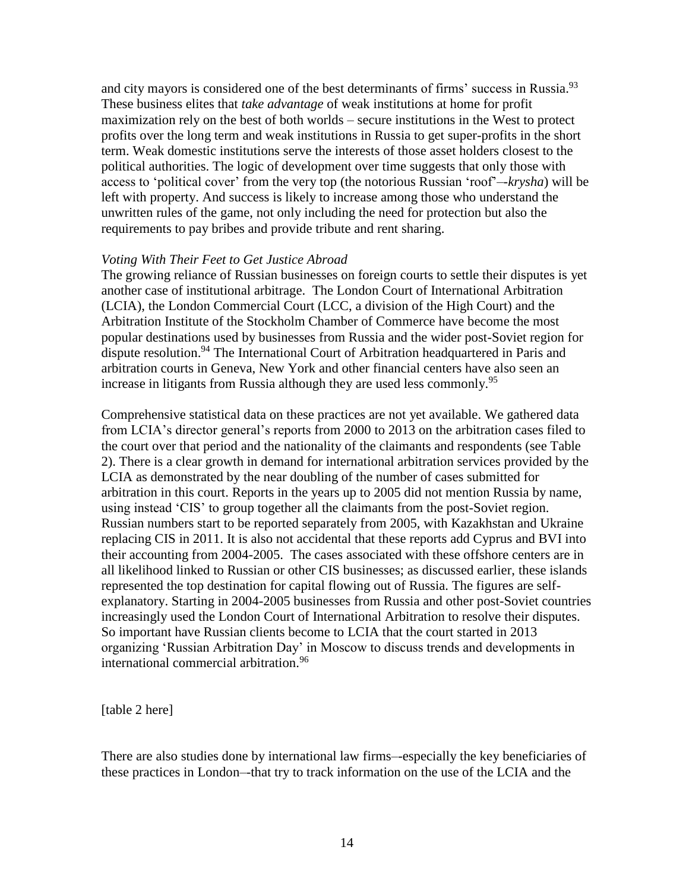and city mayors is considered one of the best determinants of firms' success in Russia.[93] These business elites that *take advantage* of weak institutions at home for profit maximization rely on the best of both worlds – secure institutions in the West to protect profits over the long term and weak institutions in Russia to get super-profits in the short term. Weak domestic institutions serve the interests of those asset holders closest to the political authorities. The logic of development over time suggests that only those with access to 'political cover' from the very top (the notorious Russian 'roof'–-*krysha*) will be left with property. And success is likely to increase among those who understand the unwritten rules of the game, not only including the need for protection but also the requirements to pay bribes and provide tribute and rent sharing.

*Voting With Their Feet to Get Justice Abroad*

The growing reliance of Russian businesses on foreign courts to settle their disputes is yet another case of institutional arbitrage. The London Court of International Arbitration (LCIA), the London Commercial Court (LCC, a division of the High Court) and the Arbitration Institute of the Stockholm Chamber of Commerce have become the most popular destinations used by businesses from Russia and the wider post-Soviet region for dispute resolution.[94] The International Court of Arbitration headquartered in Paris and arbitration courts in Geneva, New York and other financial centers have also seen an increase in litigants from Russia although they are used less commonly.[95]

Comprehensive statistical data on these practices are not yet available. We gathered data from LCIA's director general's reports from 2000 to 2013 on the arbitration cases filed to the court over that period and the nationality of the claimants and respondents (see Table 2). There is a clear growth in demand for international arbitration services provided by the LCIA as demonstrated by the near doubling of the number of cases submitted for arbitration in this court. Reports in the years up to 2005 did not mention Russia by name, using instead 'CIS' to group together all the claimants from the post-Soviet region. Russian numbers start to be reported separately from 2005, with Kazakhstan and Ukraine replacing CIS in 2011. It is also not accidental that these reports add Cyprus and BVI into their accounting from 2004-2005. The cases associated with these offshore centers are in all likelihood linked to Russian or other CIS businesses; as discussed earlier, these islands represented the top destination for capital flowing out of Russia. The figures are self-explanatory. Starting in 2004-2005 businesses from Russia and other post-Soviet countries increasingly used the London Court of International Arbitration to resolve their disputes. So important have Russian clients become to LCIA that the court started in 2013 organizing 'Russian Arbitration Day' in Moscow to discuss trends and developments in international commercial arbitration.[96]

[table 2 here]

There are also studies done by international law firms–-especially the key beneficiaries of these practices in London–-that try to track information on the use of the LCIA and the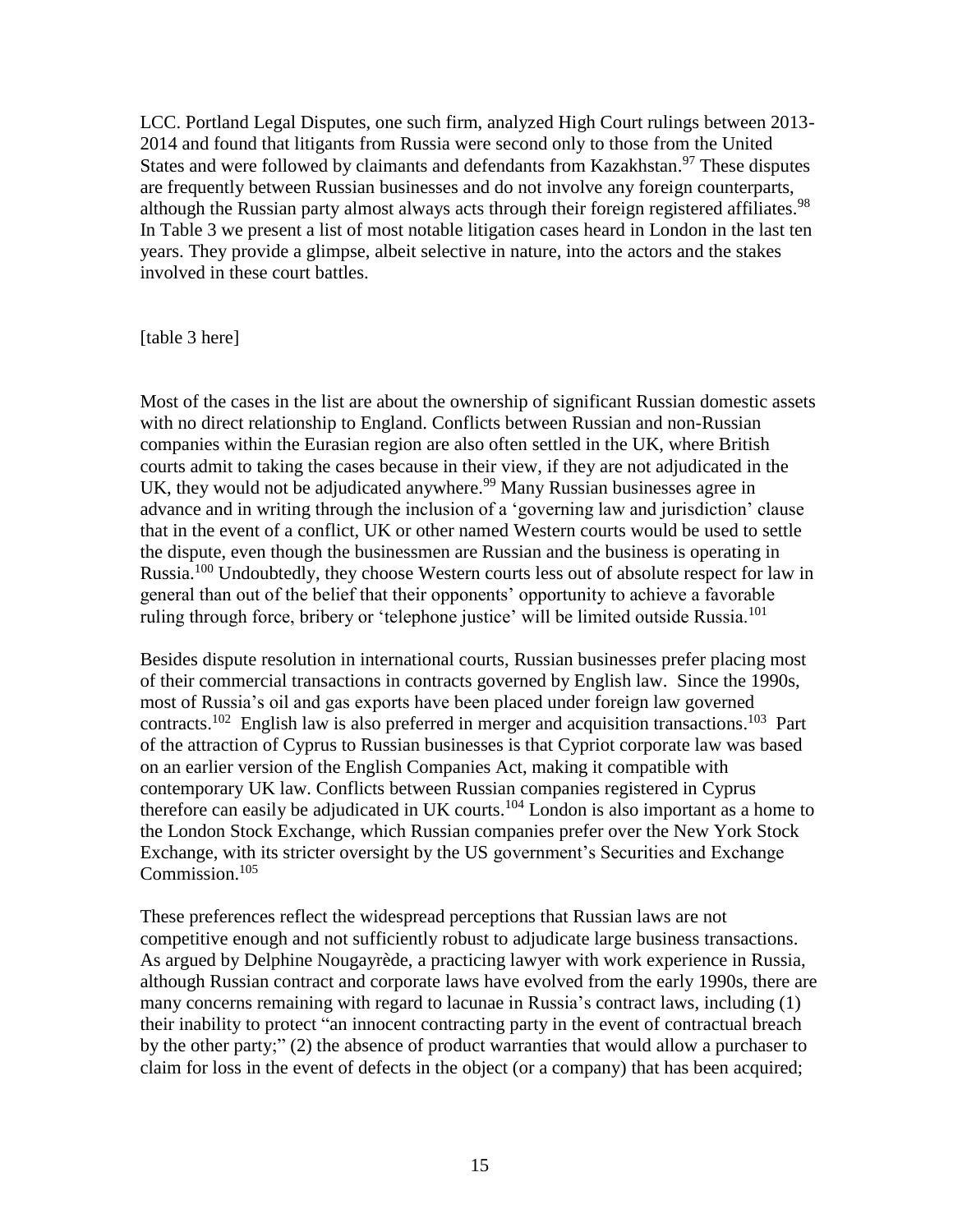LCC. Portland Legal Disputes, one such firm, analyzed High Court rulings between 2013-2014 and found that litigants from Russia were second only to those from the United States and were followed by claimants and defendants from Kazakhstan.[97] These disputes are frequently between Russian businesses and do not involve any foreign counterparts, although the Russian party almost always acts through their foreign registered affiliates.[98] In Table 3 we present a list of most notable litigation cases heard in London in the last ten years. They provide a glimpse, albeit selective in nature, into the actors and the stakes involved in these court battles.

[table 3 here]

Most of the cases in the list are about the ownership of significant Russian domestic assets with no direct relationship to England. Conflicts between Russian and non-Russian companies within the Eurasian region are also often settled in the UK, where British courts admit to taking the cases because in their view, if they are not adjudicated in the UK, they would not be adjudicated anywhere.[99] Many Russian businesses agree in advance and in writing through the inclusion of a 'governing law and jurisdiction' clause that in the event of a conflict, UK or other named Western courts would be used to settle the dispute, even though the businessmen are Russian and the business is operating in Russia.[100] Undoubtedly, they choose Western courts less out of absolute respect for law in general than out of the belief that their opponents' opportunity to achieve a favorable ruling through force, bribery or 'telephone justice' will be limited outside Russia.[101]

Besides dispute resolution in international courts, Russian businesses prefer placing most of their commercial transactions in contracts governed by English law. Since the 1990s, most of Russia's oil and gas exports have been placed under foreign law governed contracts.[102] English law is also preferred in merger and acquisition transactions.[103] Part of the attraction of Cyprus to Russian businesses is that Cypriot corporate law was based on an earlier version of the English Companies Act, making it compatible with contemporary UK law. Conflicts between Russian companies registered in Cyprus therefore can easily be adjudicated in UK courts.[104] London is also important as a home to the London Stock Exchange, which Russian companies prefer over the New York Stock Exchange, with its stricter oversight by the US government's Securities and Exchange Commission.[105]

These preferences reflect the widespread perceptions that Russian laws are not competitive enough and not sufficiently robust to adjudicate large business transactions. As argued by Delphine Nougayrède, a practicing lawyer with work experience in Russia, although Russian contract and corporate laws have evolved from the early 1990s, there are many concerns remaining with regard to lacunae in Russia's contract laws, including (1) their inability to protect "an innocent contracting party in the event of contractual breach by the other party;" (2) the absence of product warranties that would allow a purchaser to claim for loss in the event of defects in the object (or a company) that has been acquired;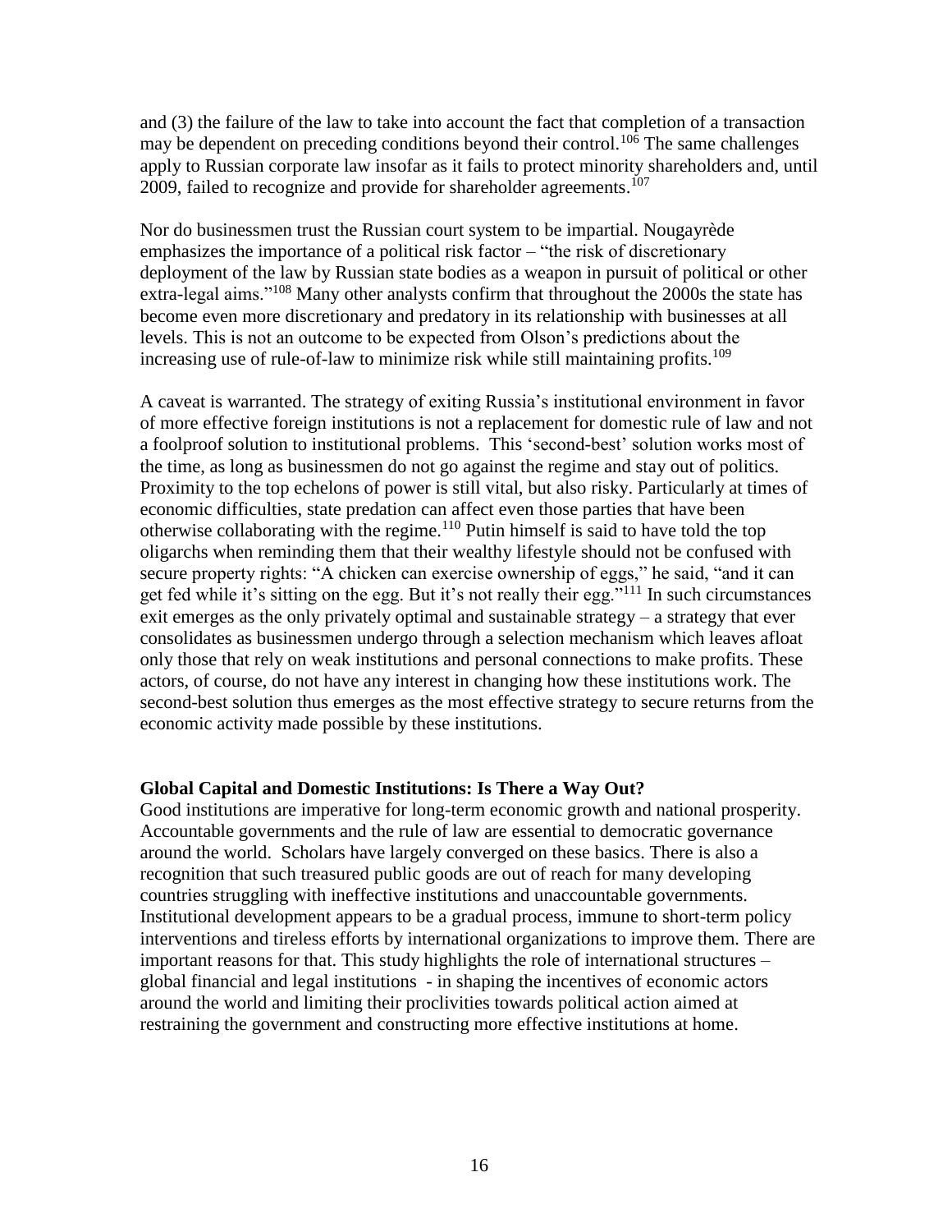and (3) the failure of the law to take into account the fact that completion of a transaction may be dependent on preceding conditions beyond their control.[106] The same challenges apply to Russian corporate law insofar as it fails to protect minority shareholders and, until 2009, failed to recognize and provide for shareholder agreements.[107]

Nor do businessmen trust the Russian court system to be impartial. Nougayrède emphasizes the importance of a political risk factor – "the risk of discretionary deployment of the law by Russian state bodies as a weapon in pursuit of political or other extra-legal aims."[108] Many other analysts confirm that throughout the 2000s the state has become even more discretionary and predatory in its relationship with businesses at all levels. This is not an outcome to be expected from Olson's predictions about the increasing use of rule-of-law to minimize risk while still maintaining profits.[109]

A caveat is warranted. The strategy of exiting Russia's institutional environment in favor of more effective foreign institutions is not a replacement for domestic rule of law and not a foolproof solution to institutional problems. This 'second-best' solution works most of the time, as long as businessmen do not go against the regime and stay out of politics. Proximity to the top echelons of power is still vital, but also risky. Particularly at times of economic difficulties, state predation can affect even those parties that have been otherwise collaborating with the regime.[110] Putin himself is said to have told the top oligarchs when reminding them that their wealthy lifestyle should not be confused with secure property rights: "A chicken can exercise ownership of eggs," he said, "and it can get fed while it's sitting on the egg. But it's not really their egg."[111] In such circumstances exit emerges as the only privately optimal and sustainable strategy – a strategy that ever consolidates as businessmen undergo through a selection mechanism which leaves afloat only those that rely on weak institutions and personal connections to make profits. These actors, of course, do not have any interest in changing how these institutions work. The second-best solution thus emerges as the most effective strategy to secure returns from the economic activity made possible by these institutions.

**Global Capital and Domestic Institutions: Is There a Way Out?**

Good institutions are imperative for long-term economic growth and national prosperity. Accountable governments and the rule of law are essential to democratic governance around the world. Scholars have largely converged on these basics. There is also a recognition that such treasured public goods are out of reach for many developing countries struggling with ineffective institutions and unaccountable governments. Institutional development appears to be a gradual process, immune to short-term policy interventions and tireless efforts by international organizations to improve them. There are important reasons for that. This study highlights the role of international structures – global financial and legal institutions - in shaping the incentives of economic actors around the world and limiting their proclivities towards political action aimed at restraining the government and constructing more effective institutions at home.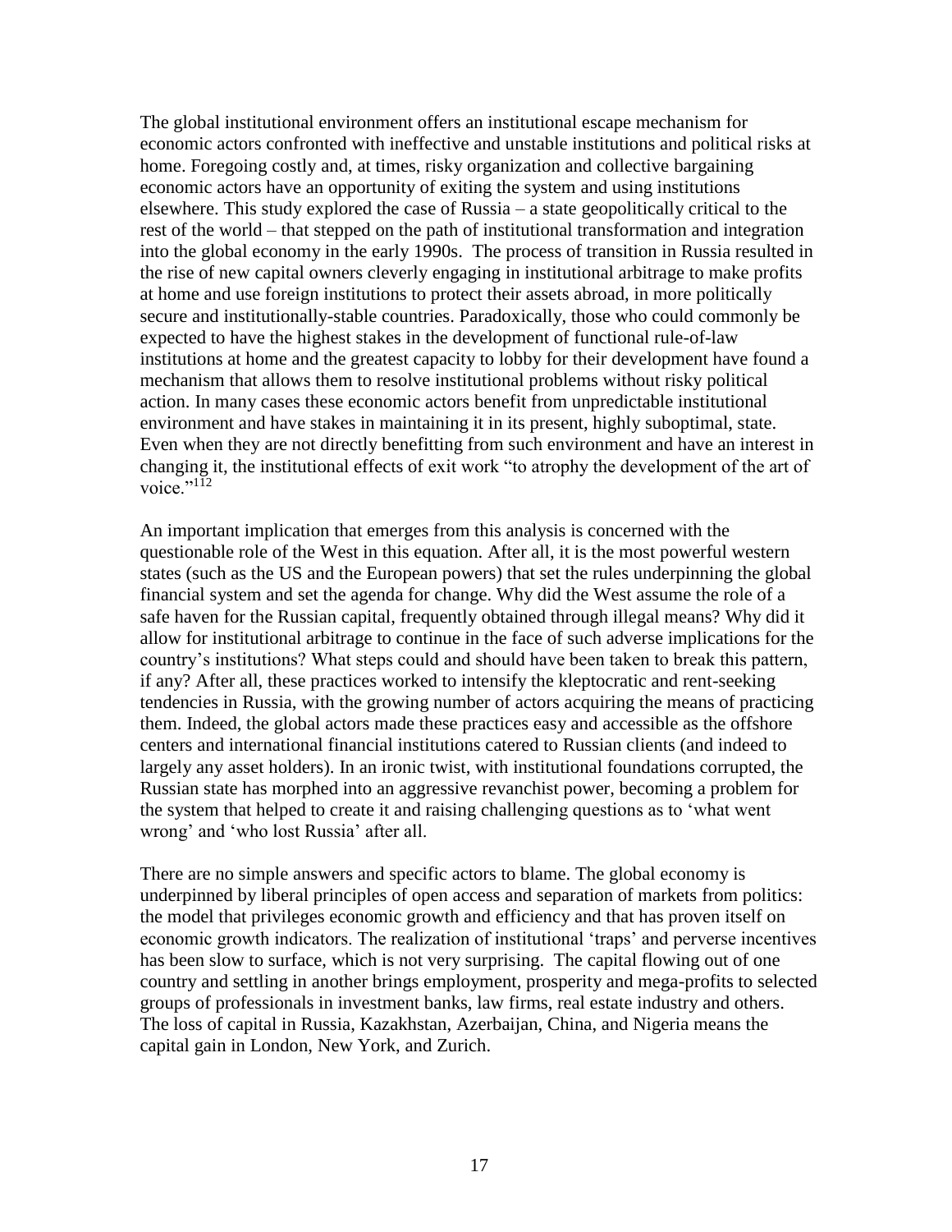The global institutional environment offers an institutional escape mechanism for economic actors confronted with ineffective and unstable institutions and political risks at home. Foregoing costly and, at times, risky organization and collective bargaining economic actors have an opportunity of exiting the system and using institutions elsewhere. This study explored the case of Russia – a state geopolitically critical to the rest of the world – that stepped on the path of institutional transformation and integration into the global economy in the early 1990s. The process of transition in Russia resulted in the rise of new capital owners cleverly engaging in institutional arbitrage to make profits at home and use foreign institutions to protect their assets abroad, in more politically secure and institutionally-stable countries. Paradoxically, those who could commonly be expected to have the highest stakes in the development of functional rule-of-law institutions at home and the greatest capacity to lobby for their development have found a mechanism that allows them to resolve institutional problems without risky political action. In many cases these economic actors benefit from unpredictable institutional environment and have stakes in maintaining it in its present, highly suboptimal, state. Even when they are not directly benefitting from such environment and have an interest in changing it, the institutional effects of exit work "to atrophy the development of the art of voice."[112]

An important implication that emerges from this analysis is concerned with the questionable role of the West in this equation. After all, it is the most powerful western states (such as the US and the European powers) that set the rules underpinning the global financial system and set the agenda for change. Why did the West assume the role of a safe haven for the Russian capital, frequently obtained through illegal means? Why did it allow for institutional arbitrage to continue in the face of such adverse implications for the country's institutions? What steps could and should have been taken to break this pattern, if any? After all, these practices worked to intensify the kleptocratic and rent-seeking tendencies in Russia, with the growing number of actors acquiring the means of practicing them. Indeed, the global actors made these practices easy and accessible as the offshore centers and international financial institutions catered to Russian clients (and indeed to largely any asset holders). In an ironic twist, with institutional foundations corrupted, the Russian state has morphed into an aggressive revanchist power, becoming a problem for the system that helped to create it and raising challenging questions as to 'what went wrong' and 'who lost Russia' after all.

There are no simple answers and specific actors to blame. The global economy is underpinned by liberal principles of open access and separation of markets from politics: the model that privileges economic growth and efficiency and that has proven itself on economic growth indicators. The realization of institutional 'traps' and perverse incentives has been slow to surface, which is not very surprising. The capital flowing out of one country and settling in another brings employment, prosperity and mega-profits to selected groups of professionals in investment banks, law firms, real estate industry and others. The loss of capital in Russia, Kazakhstan, Azerbaijan, China, and Nigeria means the capital gain in London, New York, and Zurich.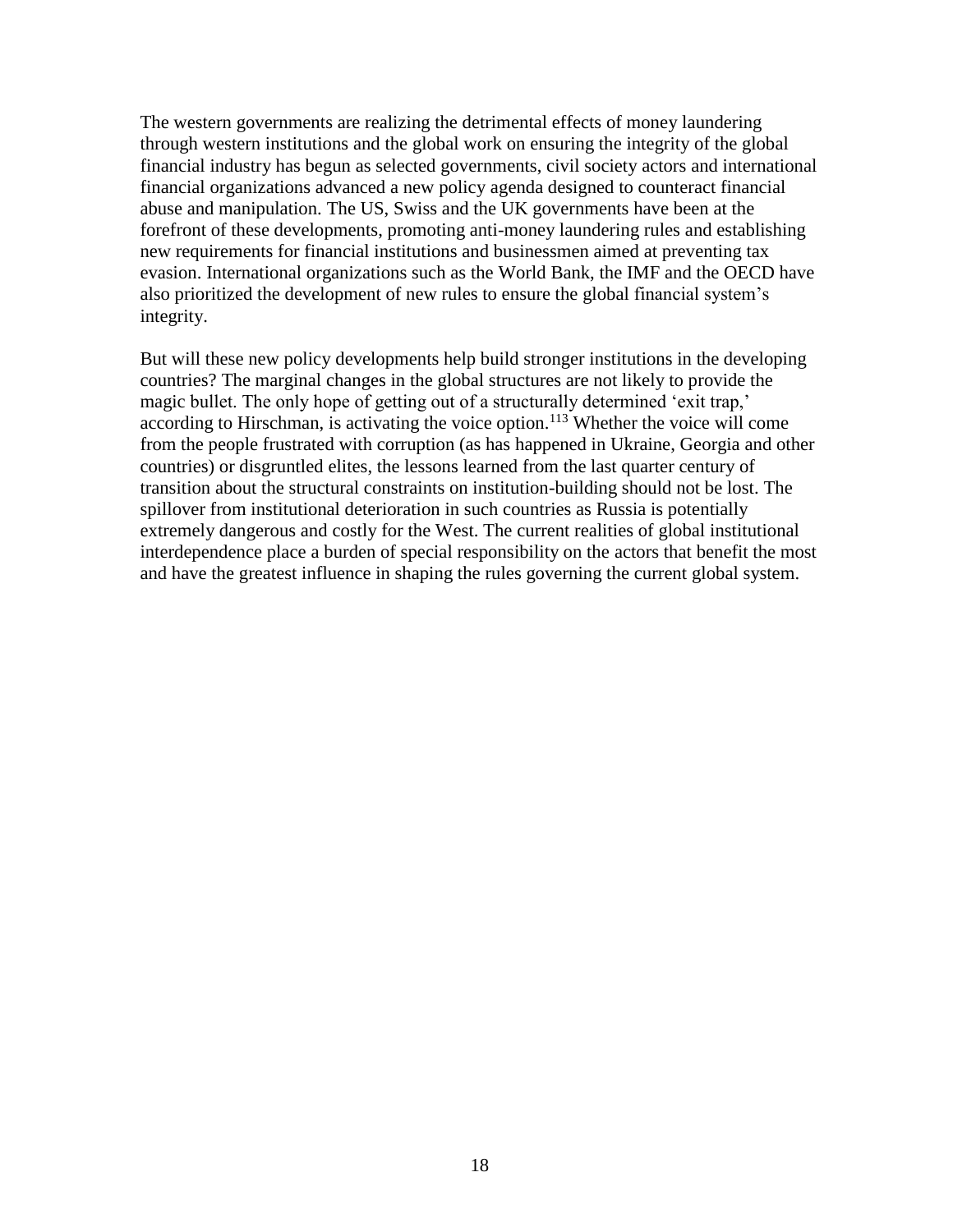The western governments are realizing the detrimental effects of money laundering through western institutions and the global work on ensuring the integrity of the global financial industry has begun as selected governments, civil society actors and international financial organizations advanced a new policy agenda designed to counteract financial abuse and manipulation. The US, Swiss and the UK governments have been at the forefront of these developments, promoting anti-money laundering rules and establishing new requirements for financial institutions and businessmen aimed at preventing tax evasion. International organizations such as the World Bank, the IMF and the OECD have also prioritized the development of new rules to ensure the global financial system's integrity.

But will these new policy developments help build stronger institutions in the developing countries? The marginal changes in the global structures are not likely to provide the magic bullet. The only hope of getting out of a structurally determined 'exit trap,' according to Hirschman, is activating the voice option.[113] Whether the voice will come from the people frustrated with corruption (as has happened in Ukraine, Georgia and other countries) or disgruntled elites, the lessons learned from the last quarter century of transition about the structural constraints on institution-building should not be lost. The spillover from institutional deterioration in such countries as Russia is potentially extremely dangerous and costly for the West. The current realities of global institutional interdependence place a burden of special responsibility on the actors that benefit the most and have the greatest influence in shaping the rules governing the current global system.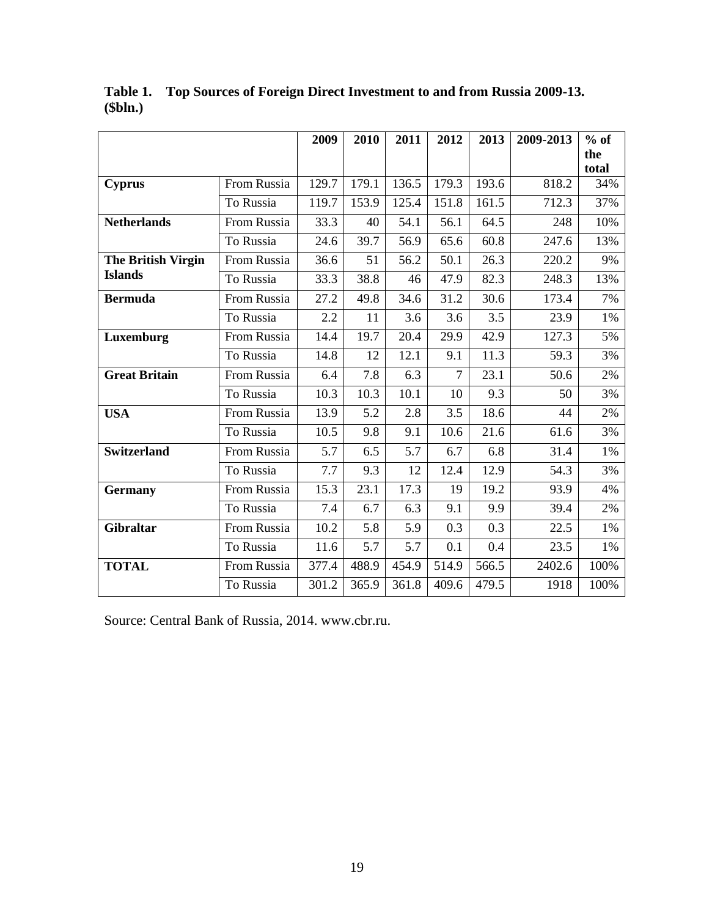**Table 1. Top Sources of Foreign Direct Investment to and from Russia 2009-13. ($bln.)**

| | | 2009 | 2010 | 2011 | 2012 | 2013 | 2009-2013 | % of the total |
|---|---|---|---|---|---|---|---|---|
| **Cyprus** | From Russia | 129.7 | 179.1 | 136.5 | 179.3 | 193.6 | 818.2 | 34% |
| | To Russia | 119.7 | 153.9 | 125.4 | 151.8 | 161.5 | 712.3 | 37% |
| **Netherlands** | From Russia | 33.3 | 40 | 54.1 | 56.1 | 64.5 | 248 | 10% |
| | To Russia | 24.6 | 39.7 | 56.9 | 65.6 | 60.8 | 247.6 | 13% |
| **The British Virgin Islands** | From Russia | 36.6 | 51 | 56.2 | 50.1 | 26.3 | 220.2 | 9% |
| | To Russia | 33.3 | 38.8 | 46 | 47.9 | 82.3 | 248.3 | 13% |
| **Bermuda** | From Russia | 27.2 | 49.8 | 34.6 | 31.2 | 30.6 | 173.4 | 7% |
| | To Russia | 2.2 | 11 | 3.6 | 3.6 | 3.5 | 23.9 | 1% |
| **Luxemburg** | From Russia | 14.4 | 19.7 | 20.4 | 29.9 | 42.9 | 127.3 | 5% |
| | To Russia | 14.8 | 12 | 12.1 | 9.1 | 11.3 | 59.3 | 3% |
| **Great Britain** | From Russia | 6.4 | 7.8 | 6.3 | 7 | 23.1 | 50.6 | 2% |
| | To Russia | 10.3 | 10.3 | 10.1 | 10 | 9.3 | 50 | 3% |
| **USA** | From Russia | 13.9 | 5.2 | 2.8 | 3.5 | 18.6 | 44 | 2% |
| | To Russia | 10.5 | 9.8 | 9.1 | 10.6 | 21.6 | 61.6 | 3% |
| **Switzerland** | From Russia | 5.7 | 6.5 | 5.7 | 6.7 | 6.8 | 31.4 | 1% |
| | To Russia | 7.7 | 9.3 | 12 | 12.4 | 12.9 | 54.3 | 3% |
| **Germany** | From Russia | 15.3 | 23.1 | 17.3 | 19 | 19.2 | 93.9 | 4% |
| | To Russia | 7.4 | 6.7 | 6.3 | 9.1 | 9.9 | 39.4 | 2% |
| **Gibraltar** | From Russia | 10.2 | 5.8 | 5.9 | 0.3 | 0.3 | 22.5 | 1% |
| | To Russia | 11.6 | 5.7 | 5.7 | 0.1 | 0.4 | 23.5 | 1% |
| **TOTAL** | From Russia | 377.4 | 488.9 | 454.9 | 514.9 | 566.5 | 2402.6 | 100% |
| | To Russia | 301.2 | 365.9 | 361.8 | 409.6 | 479.5 | 1918 | 100% |

Source: Central Bank of Russia, 2014. www.cbr.ru.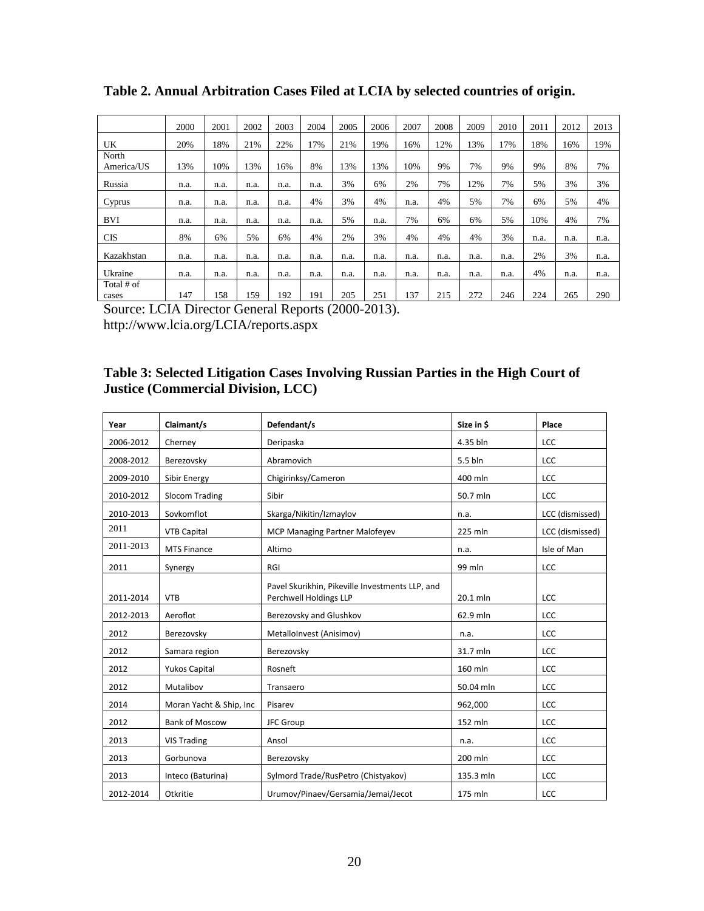**Table 2. Annual Arbitration Cases Filed at LCIA by selected countries of origin.**

| | 2000 | 2001 | 2002 | 2003 | 2004 | 2005 | 2006 | 2007 | 2008 | 2009 | 2010 | 2011 | 2012 | 2013 |
|---|---|---|---|---|---|---|---|---|---|---|---|---|---|---|
| UK | 20% | 18% | 21% | 22% | 17% | 21% | 19% | 16% | 12% | 13% | 17% | 18% | 16% | 19% |
| North America/US | 13% | 10% | 13% | 16% | 8% | 13% | 13% | 10% | 9% | 7% | 9% | 9% | 8% | 7% |
| Russia | n.a. | n.a. | n.a. | n.a. | n.a. | 3% | 6% | 2% | 7% | 12% | 7% | 5% | 3% | 3% |
| Cyprus | n.a. | n.a. | n.a. | n.a. | 4% | 3% | 4% | n.a. | 4% | 5% | 7% | 6% | 5% | 4% |
| BVI | n.a. | n.a. | n.a. | n.a. | n.a. | 5% | n.a. | 7% | 6% | 6% | 5% | 10% | 4% | 7% |
| CIS | 8% | 6% | 5% | 6% | 4% | 2% | 3% | 4% | 4% | 4% | 3% | n.a. | n.a. | n.a. |
| Kazakhstan | n.a. | n.a. | n.a. | n.a. | n.a. | n.a. | n.a. | n.a. | n.a. | n.a. | n.a. | 2% | 3% | n.a. |
| Ukraine | n.a. | n.a. | n.a. | n.a. | n.a. | n.a. | n.a. | n.a. | n.a. | n.a. | n.a. | 4% | n.a. | n.a. |
| Total # of cases | 147 | 158 | 159 | 192 | 191 | 205 | 251 | 137 | 215 | 272 | 246 | 224 | 265 | 290 |

Source: LCIA Director General Reports (2000-2013). http://www.lcia.org/LCIA/reports.aspx

**Table 3: Selected Litigation Cases Involving Russian Parties in the High Court of Justice (Commercial Division, LCC)**

| Year | Claimant/s | Defendant/s | Size in $ | Place |
|---|---|---|---|---|
| 2006-2012 | Cherney | Deripaska | 4.35 bln | LCC |
| 2008-2012 | Berezovsky | Abramovich | 5.5 bln | LCC |
| 2009-2010 | Sibir Energy | Chigirinksy/Cameron | 400 mln | LCC |
| 2010-2012 | Slocom Trading | Sibir | 50.7 mln | LCC |
| 2010-2013 | Sovkomflot | Skarga/Nikitin/Izmaylov | n.a. | LCC (dismissed) |
| 2011 | VTB Capital | MCP Managing Partner Malofeyev | 225 mln | LCC (dismissed) |
| 2011-2013 | MTS Finance | Altimo | n.a. | Isle of Man |
| 2011 | Synergy | RGI | 99 mln | LCC |
| 2011-2014 | VTB | Pavel Skurikhin, Pikeville Investments LLP, and Perchwell Holdings LLP | 20.1 mln | LCC |
| 2012-2013 | Aeroflot | Berezovsky and Glushkov | 62.9 mln | LCC |
| 2012 | Berezovsky | MetalloInvest (Anisimov) | n.a. | LCC |
| 2012 | Samara region | Berezovsky | 31.7 mln | LCC |
| 2012 | Yukos Capital | Rosneft | 160 mln | LCC |
| 2012 | Mutalibov | Transaero | 50.04 mln | LCC |
| 2014 | Moran Yacht & Ship, Inc | Pisarev | 962,000 | LCC |
| 2012 | Bank of Moscow | JFC Group | 152 mln | LCC |
| 2013 | VIS Trading | Ansol | n.a. | LCC |
| 2013 | Gorbunova | Berezovsky | 200 mln | LCC |
| 2013 | Inteco (Baturina) | Sylmord Trade/RusPetro (Chistyakov) | 135.3 mln | LCC |
| 2012-2014 | Otkritie | Urumov/Pinaev/Gersamia/Jemai/Jecot | 175 mln | LCC |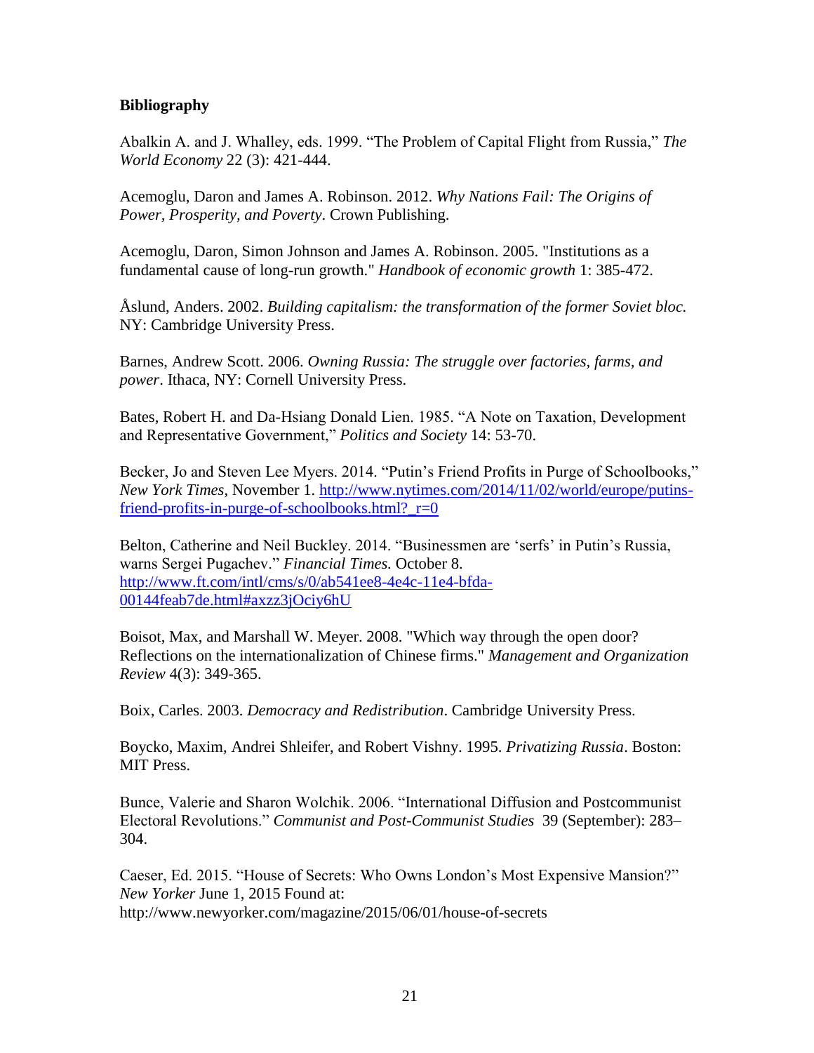**Bibliography**

Abalkin A. and J. Whalley, eds. 1999. "The Problem of Capital Flight from Russia," *The World Economy* 22 (3): 421-444.

Acemoglu, Daron and James A. Robinson. 2012. *Why Nations Fail: The Origins of Power, Prosperity, and Poverty*. Crown Publishing.

Acemoglu, Daron, Simon Johnson and James A. Robinson. 2005. "Institutions as a fundamental cause of long-run growth." *Handbook of economic growth* 1: 385-472.

Åslund, Anders. 2002. *Building capitalism: the transformation of the former Soviet bloc.* NY: Cambridge University Press.

Barnes, Andrew Scott. 2006. *Owning Russia: The struggle over factories, farms, and power*. Ithaca, NY: Cornell University Press.

Bates, Robert H. and Da-Hsiang Donald Lien. 1985. "A Note on Taxation, Development and Representative Government," *Politics and Society* 14: 53-70.

Becker, Jo and Steven Lee Myers. 2014. "Putin's Friend Profits in Purge of Schoolbooks," *New York Times*, November 1. http://www.nytimes.com/2014/11/02/world/europe/putins-friend-profits-in-purge-of-schoolbooks.html?_r=0

Belton, Catherine and Neil Buckley. 2014. "Businessmen are 'serfs' in Putin's Russia, warns Sergei Pugachev." *Financial Times.* October 8. http://www.ft.com/intl/cms/s/0/ab541ee8-4e4c-11e4-bfda-00144feab7de.html#axzz3jOciy6hU

Boisot, Max, and Marshall W. Meyer. 2008. "Which way through the open door? Reflections on the internationalization of Chinese firms." *Management and Organization Review* 4(3): 349-365.

Boix, Carles. 2003. *Democracy and Redistribution*. Cambridge University Press.

Boycko, Maxim, Andrei Shleifer, and Robert Vishny. 1995. *Privatizing Russia*. Boston: MIT Press.

Bunce, Valerie and Sharon Wolchik. 2006. "International Diffusion and Postcommunist Electoral Revolutions." *Communist and Post-Communist Studies* 39 (September): 283–304.

Caeser, Ed. 2015. "House of Secrets: Who Owns London's Most Expensive Mansion?" *New Yorker* June 1, 2015 Found at: http://www.newyorker.com/magazine/2015/06/01/house-of-secrets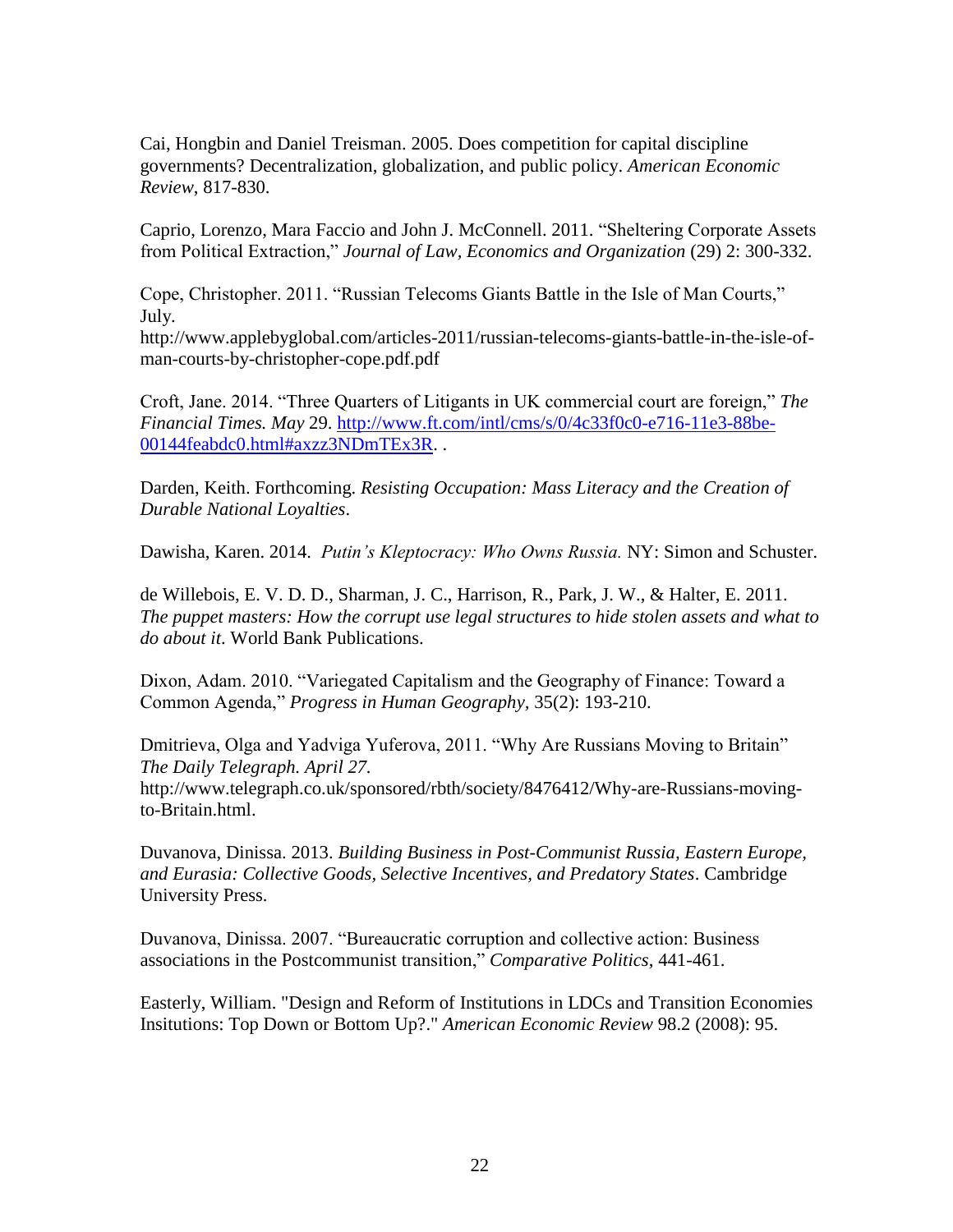Cai, Hongbin and Daniel Treisman. 2005. Does competition for capital discipline governments? Decentralization, globalization, and public policy. *American Economic Review*, 817-830.

Caprio, Lorenzo, Mara Faccio and John J. McConnell. 2011. "Sheltering Corporate Assets from Political Extraction," *Journal of Law, Economics and Organization* (29) 2: 300-332.

Cope, Christopher. 2011. "Russian Telecoms Giants Battle in the Isle of Man Courts," July.
http://www.applebyglobal.com/articles-2011/russian-telecoms-giants-battle-in-the-isle-of-man-courts-by-christopher-cope.pdf.pdf

Croft, Jane. 2014. "Three Quarters of Litigants in UK commercial court are foreign," *The Financial Times. May* 29. http://www.ft.com/intl/cms/s/0/4c33f0c0-e716-11e3-88be-00144feabdc0.html#axzz3NDmTEx3R. .

Darden, Keith. Forthcoming. *Resisting Occupation: Mass Literacy and the Creation of Durable National Loyalties*.

Dawisha, Karen. 2014. *Putin's Kleptocracy: Who Owns Russia.* NY: Simon and Schuster.

de Willebois, E. V. D. D., Sharman, J. C., Harrison, R., Park, J. W., & Halter, E. 2011. *The puppet masters: How the corrupt use legal structures to hide stolen assets and what to do about it*. World Bank Publications.

Dixon, Adam. 2010. "Variegated Capitalism and the Geography of Finance: Toward a Common Agenda," *Progress in Human Geography,* 35(2): 193-210.

Dmitrieva, Olga and Yadviga Yuferova, 2011. "Why Are Russians Moving to Britain" *The Daily Telegraph. April 27.*
http://www.telegraph.co.uk/sponsored/rbth/society/8476412/Why-are-Russians-moving-to-Britain.html.

Duvanova, Dinissa. 2013. *Building Business in Post-Communist Russia, Eastern Europe, and Eurasia: Collective Goods, Selective Incentives, and Predatory States*. Cambridge University Press.

Duvanova, Dinissa. 2007. "Bureaucratic corruption and collective action: Business associations in the Postcommunist transition," *Comparative Politics*, 441-461.

Easterly, William. "Design and Reform of Institutions in LDCs and Transition Economies Insitutions: Top Down or Bottom Up?." *American Economic Review* 98.2 (2008): 95.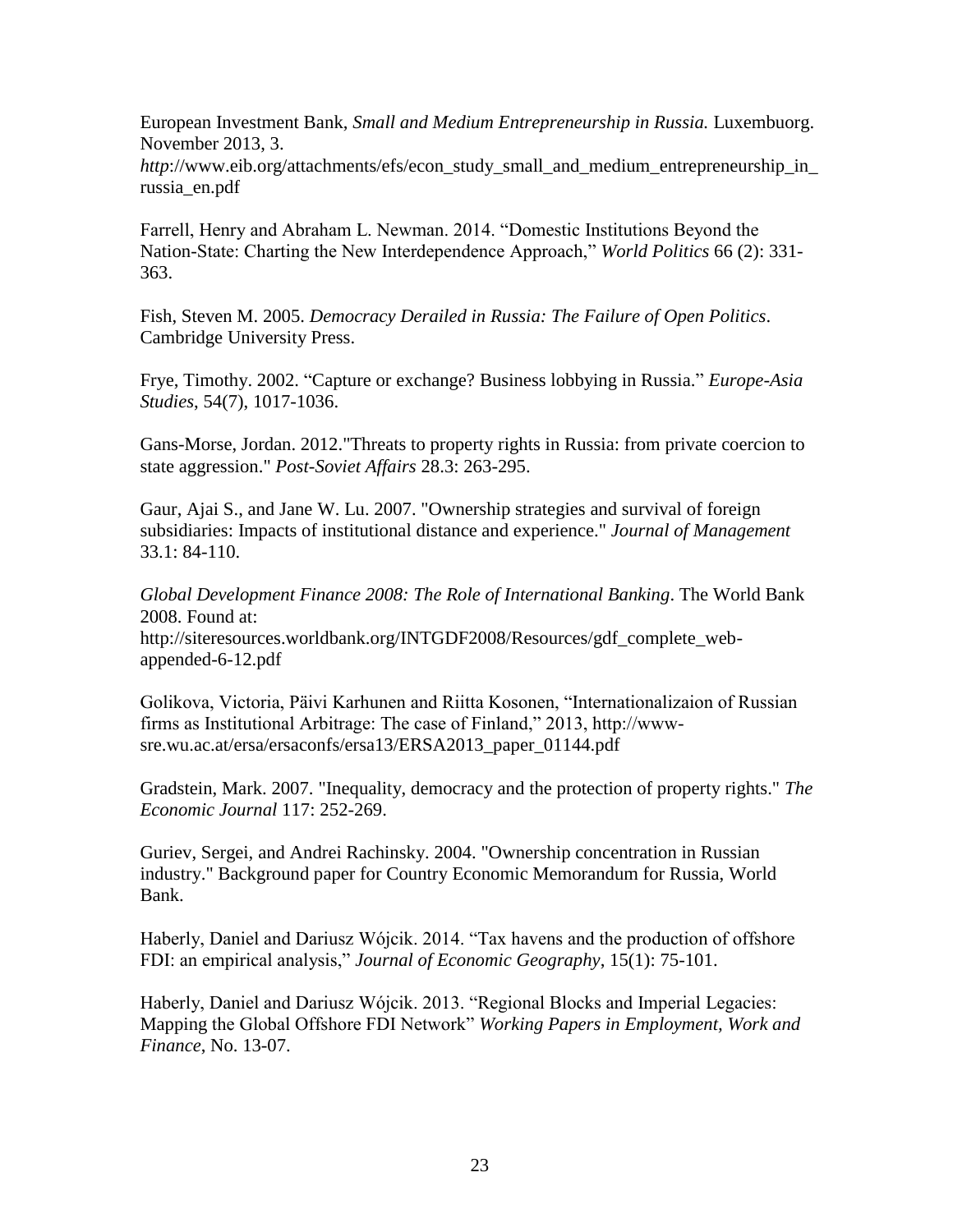European Investment Bank, *Small and Medium Entrepreneurship in Russia.* Luxembuorg. November 2013, 3. *http*://www.eib.org/attachments/efs/econ_study_small_and_medium_entrepreneurship_in_russia_en.pdf

Farrell, Henry and Abraham L. Newman. 2014. “Domestic Institutions Beyond the Nation-State: Charting the New Interdependence Approach,” *World Politics* 66 (2): 331-363.

Fish, Steven M. 2005. *Democracy Derailed in Russia: The Failure of Open Politics*. Cambridge University Press.

Frye, Timothy. 2002. “Capture or exchange? Business lobbying in Russia.” *Europe-Asia Studies*, 54(7), 1017-1036.

Gans-Morse, Jordan. 2012."Threats to property rights in Russia: from private coercion to state aggression." *Post-Soviet Affairs* 28.3: 263-295.

Gaur, Ajai S., and Jane W. Lu. 2007. "Ownership strategies and survival of foreign subsidiaries: Impacts of institutional distance and experience." *Journal of Management* 33.1: 84-110.

*Global Development Finance 2008: The Role of International Banking*. The World Bank 2008. Found at: http://siteresources.worldbank.org/INTGDF2008/Resources/gdf_complete_web-appended-6-12.pdf

Golikova, Victoria, Päivi Karhunen and Riitta Kosonen, “Internationalizaion of Russian firms as Institutional Arbitrage: The case of Finland,” 2013, http://www-sre.wu.ac.at/ersa/ersaconfs/ersa13/ERSA2013_paper_01144.pdf

Gradstein, Mark. 2007. "Inequality, democracy and the protection of property rights." *The Economic Journal* 117: 252-269.

Guriev, Sergei, and Andrei Rachinsky. 2004. "Ownership concentration in Russian industry." Background paper for Country Economic Memorandum for Russia, World Bank.

Haberly, Daniel and Dariusz Wójcik. 2014. “Tax havens and the production of offshore FDI: an empirical analysis,” *Journal of Economic Geography*, 15(1): 75-101.

Haberly, Daniel and Dariusz Wójcik. 2013. “Regional Blocks and Imperial Legacies: Mapping the Global Offshore FDI Network” *Working Papers in Employment, Work and Finance*, No. 13-07.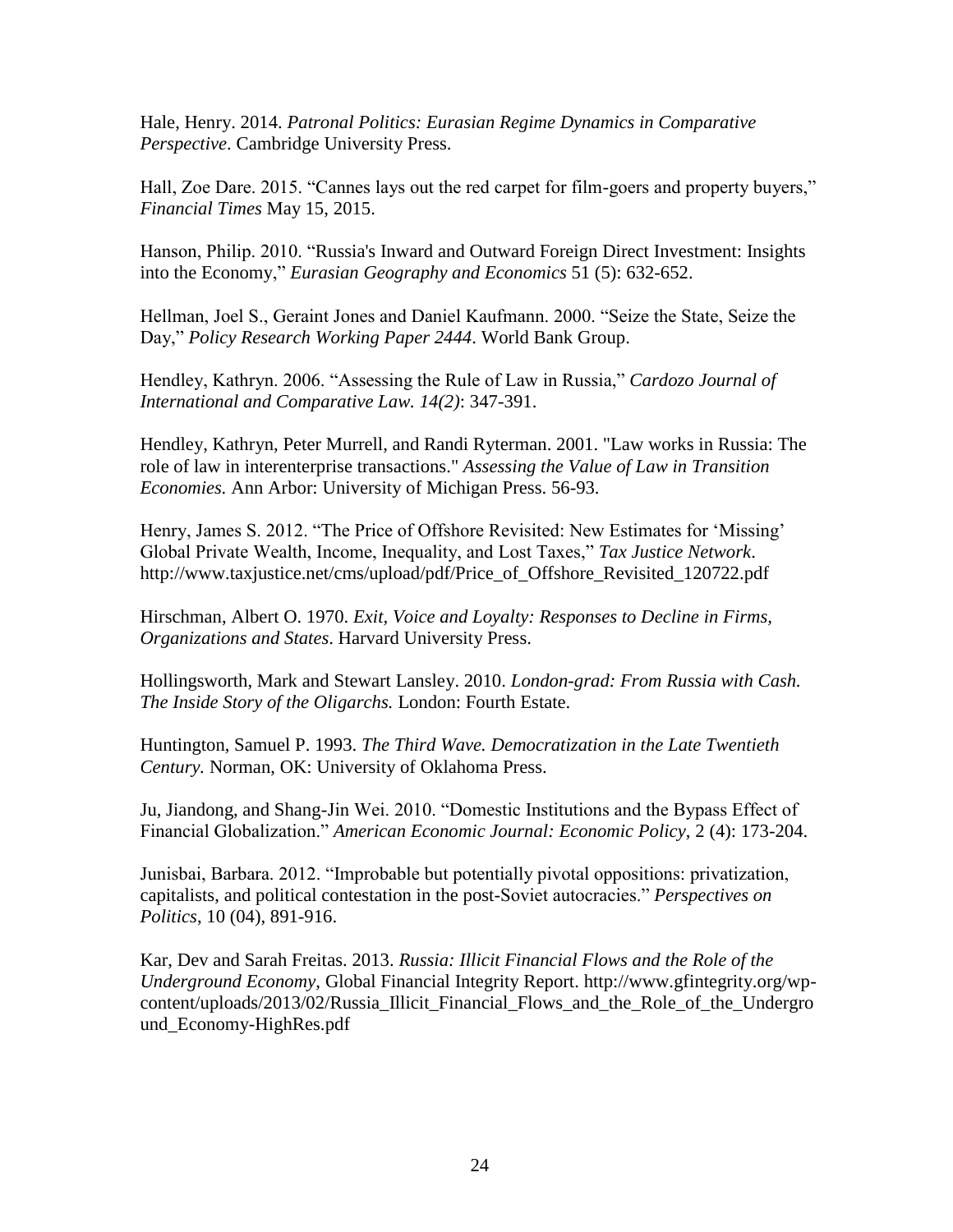Hale, Henry. 2014. *Patronal Politics: Eurasian Regime Dynamics in Comparative Perspective*. Cambridge University Press.

Hall, Zoe Dare. 2015. "Cannes lays out the red carpet for film-goers and property buyers," *Financial Times* May 15, 2015.

Hanson, Philip. 2010. "Russia's Inward and Outward Foreign Direct Investment: Insights into the Economy," *Eurasian Geography and Economics* 51 (5): 632-652.

Hellman, Joel S., Geraint Jones and Daniel Kaufmann. 2000. "Seize the State, Seize the Day," *Policy Research Working Paper 2444*. World Bank Group.

Hendley, Kathryn. 2006. "Assessing the Rule of Law in Russia," *Cardozo Journal of International and Comparative Law. 14(2)*: 347-391.

Hendley, Kathryn, Peter Murrell, and Randi Ryterman. 2001. "Law works in Russia: The role of law in interenterprise transactions." *Assessing the Value of Law in Transition Economies.* Ann Arbor: University of Michigan Press. 56-93.

Henry, James S. 2012. "The Price of Offshore Revisited: New Estimates for 'Missing' Global Private Wealth, Income, Inequality, and Lost Taxes," *Tax Justice Network*. http://www.taxjustice.net/cms/upload/pdf/Price_of_Offshore_Revisited_120722.pdf

Hirschman, Albert O. 1970. *Exit, Voice and Loyalty: Responses to Decline in Firms, Organizations and States*. Harvard University Press.

Hollingsworth, Mark and Stewart Lansley. 2010. *London-grad: From Russia with Cash. The Inside Story of the Oligarchs.* London: Fourth Estate.

Huntington, Samuel P. 1993. *The Third Wave. Democratization in the Late Twentieth Century.* Norman, OK: University of Oklahoma Press.

Ju, Jiandong, and Shang-Jin Wei. 2010. "Domestic Institutions and the Bypass Effect of Financial Globalization." *American Economic Journal: Economic Policy*, 2 (4): 173-204.

Junisbai, Barbara. 2012. "Improbable but potentially pivotal oppositions: privatization, capitalists, and political contestation in the post-Soviet autocracies." *Perspectives on Politics*, 10 (04), 891-916.

Kar, Dev and Sarah Freitas. 2013. *Russia: Illicit Financial Flows and the Role of the Underground Economy,* Global Financial Integrity Report. http://www.gfintegrity.org/wp-content/uploads/2013/02/Russia_Illicit_Financial_Flows_and_the_Role_of_the_Underground_Economy-HighRes.pdf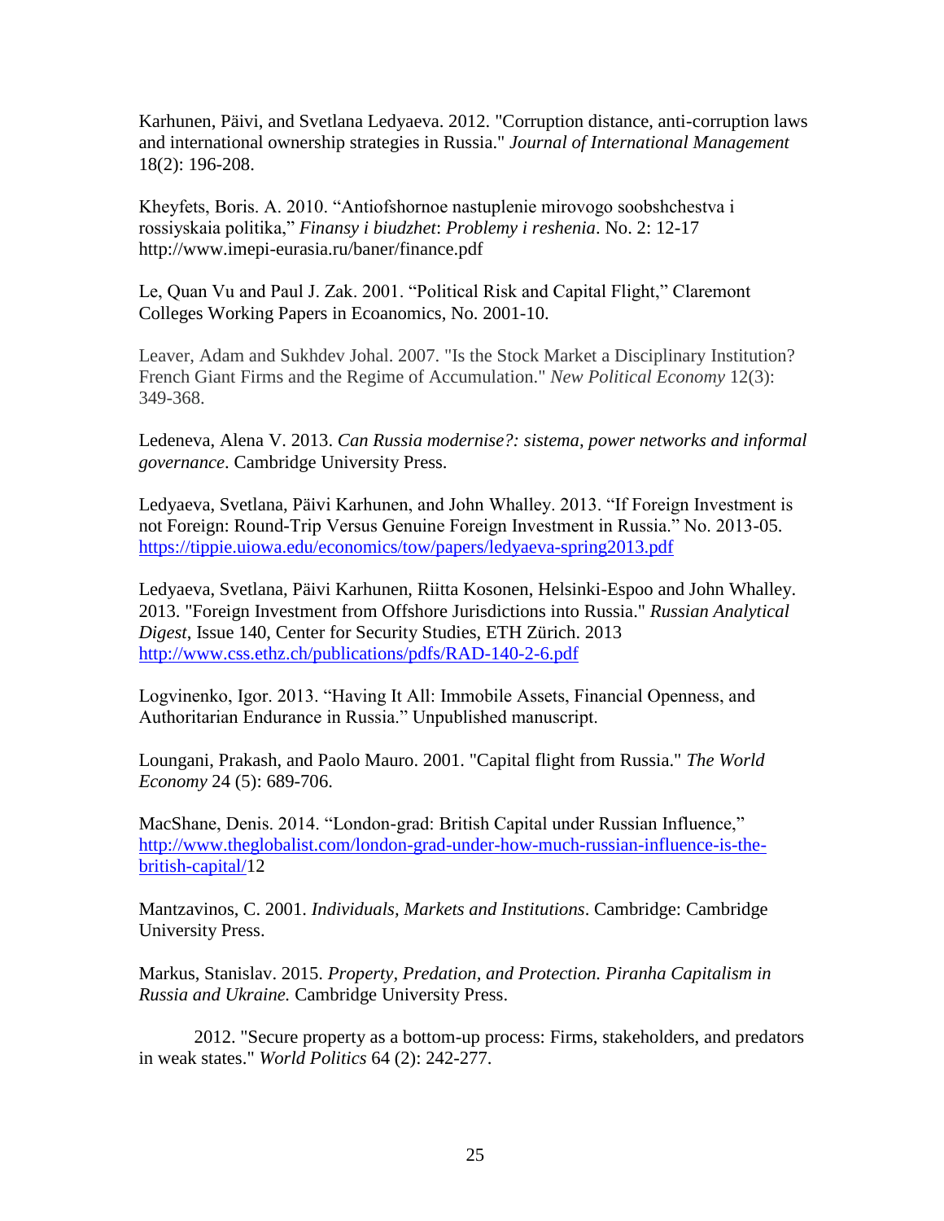Karhunen, Päivi, and Svetlana Ledyaeva. 2012. "Corruption distance, anti-corruption laws and international ownership strategies in Russia." *Journal of International Management* 18(2): 196-208.

Kheyfets, Boris. A. 2010. “Antiofshornoe nastuplenie mirovogo soobshchestva i rossiyskaia politika,” *Finansy i biudzhet*: *Problemy i reshenia*. No. 2: 12-17 http://www.imepi-eurasia.ru/baner/finance.pdf

Le, Quan Vu and Paul J. Zak. 2001. “Political Risk and Capital Flight,” Claremont Colleges Working Papers in Ecoanomics, No. 2001-10.

Leaver, Adam and Sukhdev Johal. 2007. "Is the Stock Market a Disciplinary Institution? French Giant Firms and the Regime of Accumulation." *New Political Economy* 12(3): 349-368.

Ledeneva, Alena V. 2013. *Can Russia modernise?: sistema, power networks and informal governance*. Cambridge University Press.

Ledyaeva, Svetlana, Päivi Karhunen, and John Whalley. 2013. “If Foreign Investment is not Foreign: Round-Trip Versus Genuine Foreign Investment in Russia.” No. 2013-05. https://tippie.uiowa.edu/economics/tow/papers/ledyaeva-spring2013.pdf

Ledyaeva, Svetlana, Päivi Karhunen, Riitta Kosonen, Helsinki-Espoo and John Whalley. 2013. "Foreign Investment from Offshore Jurisdictions into Russia." *Russian Analytical Digest*, Issue 140, Center for Security Studies, ETH Zürich. 2013 http://www.css.ethz.ch/publications/pdfs/RAD-140-2-6.pdf

Logvinenko, Igor. 2013. “Having It All: Immobile Assets, Financial Openness, and Authoritarian Endurance in Russia.” Unpublished manuscript.

Loungani, Prakash, and Paolo Mauro. 2001. "Capital flight from Russia." *The World Economy* 24 (5): 689-706.

MacShane, Denis. 2014. “London-grad: British Capital under Russian Influence,” http://www.theglobalist.com/london-grad-under-how-much-russian-influence-is-the-british-capital/12

Mantzavinos, C. 2001. *Individuals, Markets and Institutions*. Cambridge: Cambridge University Press.

Markus, Stanislav. 2015. *Property, Predation, and Protection. Piranha Capitalism in Russia and Ukraine.* Cambridge University Press.

2012. "Secure property as a bottom-up process: Firms, stakeholders, and predators in weak states." *World Politics* 64 (2): 242-277.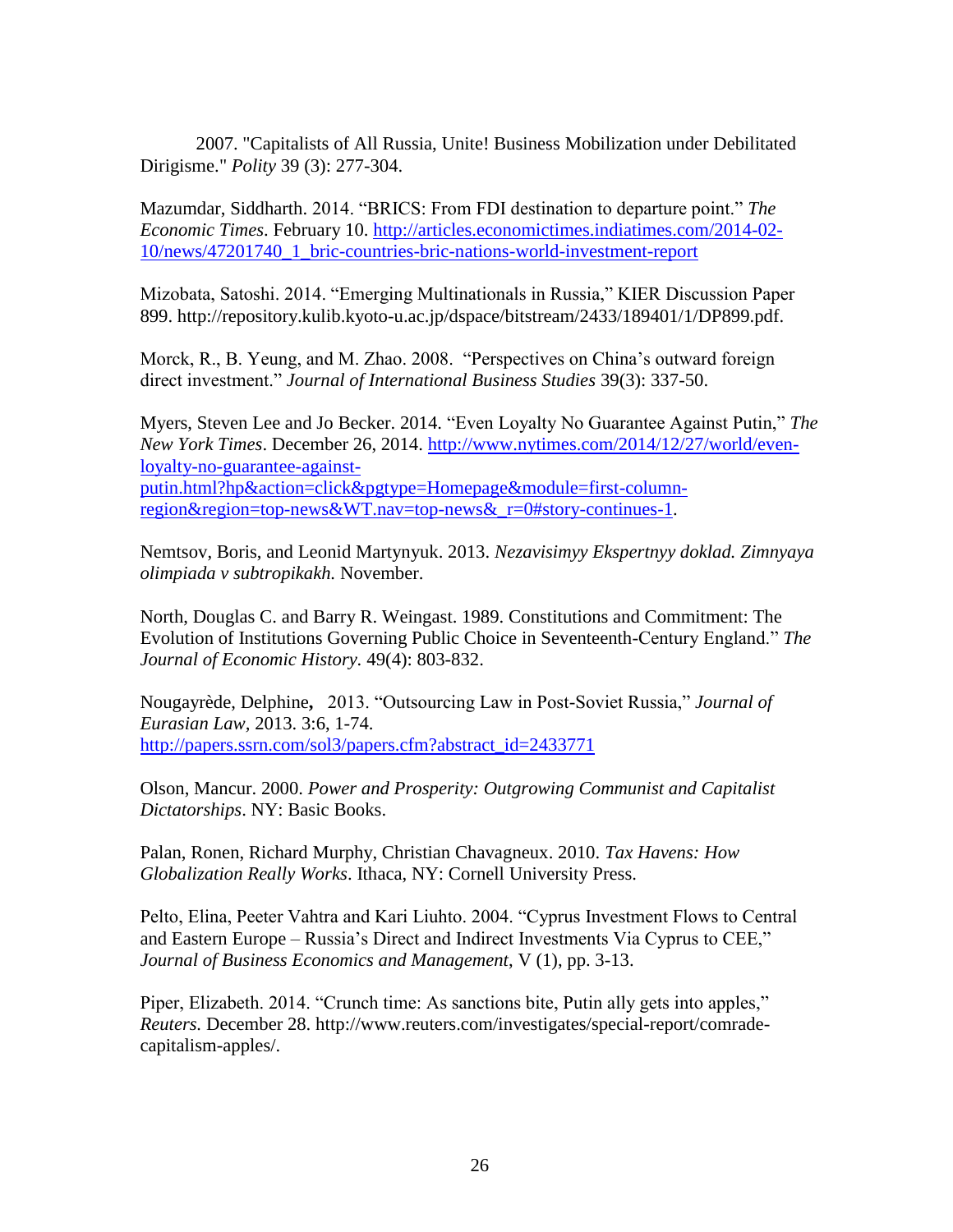2007. "Capitalists of All Russia, Unite! Business Mobilization under Debilitated Dirigisme." *Polity* 39 (3): 277-304.

Mazumdar, Siddharth. 2014. "BRICS: From FDI destination to departure point." *The Economic Times*. February 10. http://articles.economictimes.indiatimes.com/2014-02-10/news/47201740_1_bric-countries-bric-nations-world-investment-report

Mizobata, Satoshi. 2014. "Emerging Multinationals in Russia," KIER Discussion Paper 899. http://repository.kulib.kyoto-u.ac.jp/dspace/bitstream/2433/189401/1/DP899.pdf.

Morck, R., B. Yeung, and M. Zhao. 2008. "Perspectives on China's outward foreign direct investment." *Journal of International Business Studies* 39(3): 337-50.

Myers, Steven Lee and Jo Becker. 2014. "Even Loyalty No Guarantee Against Putin," *The New York Times*. December 26, 2014. http://www.nytimes.com/2014/12/27/world/even-loyalty-no-guarantee-against-putin.html?hp&action=click&pgtype=Homepage&module=first-column-region&region=top-news&WT.nav=top-news&_r=0#story-continues-1.

Nemtsov, Boris, and Leonid Martynyuk. 2013. *Nezavisimyy Ekspertnyy doklad. Zimnyaya olimpiada v subtropikakh.* November.

North, Douglas C. and Barry R. Weingast. 1989. Constitutions and Commitment: The Evolution of Institutions Governing Public Choice in Seventeenth-Century England." *The Journal of Economic History.* 49(4): 803-832.

Nougayrède, Delphine**,** 2013. "Outsourcing Law in Post-Soviet Russia," *Journal of Eurasian Law*, 2013. 3:6, 1-74. http://papers.ssrn.com/sol3/papers.cfm?abstract_id=2433771

Olson, Mancur. 2000. *Power and Prosperity: Outgrowing Communist and Capitalist Dictatorships*. NY: Basic Books.

Palan, Ronen, Richard Murphy, Christian Chavagneux. 2010. *Tax Havens: How Globalization Really Works*. Ithaca, NY: Cornell University Press.

Pelto, Elina, Peeter Vahtra and Kari Liuhto. 2004. "Cyprus Investment Flows to Central and Eastern Europe – Russia's Direct and Indirect Investments Via Cyprus to CEE," *Journal of Business Economics and Management*, V (1), pp. 3-13.

Piper, Elizabeth. 2014. "Crunch time: As sanctions bite, Putin ally gets into apples," *Reuters.* December 28. http://www.reuters.com/investigates/special-report/comrade-capitalism-apples/.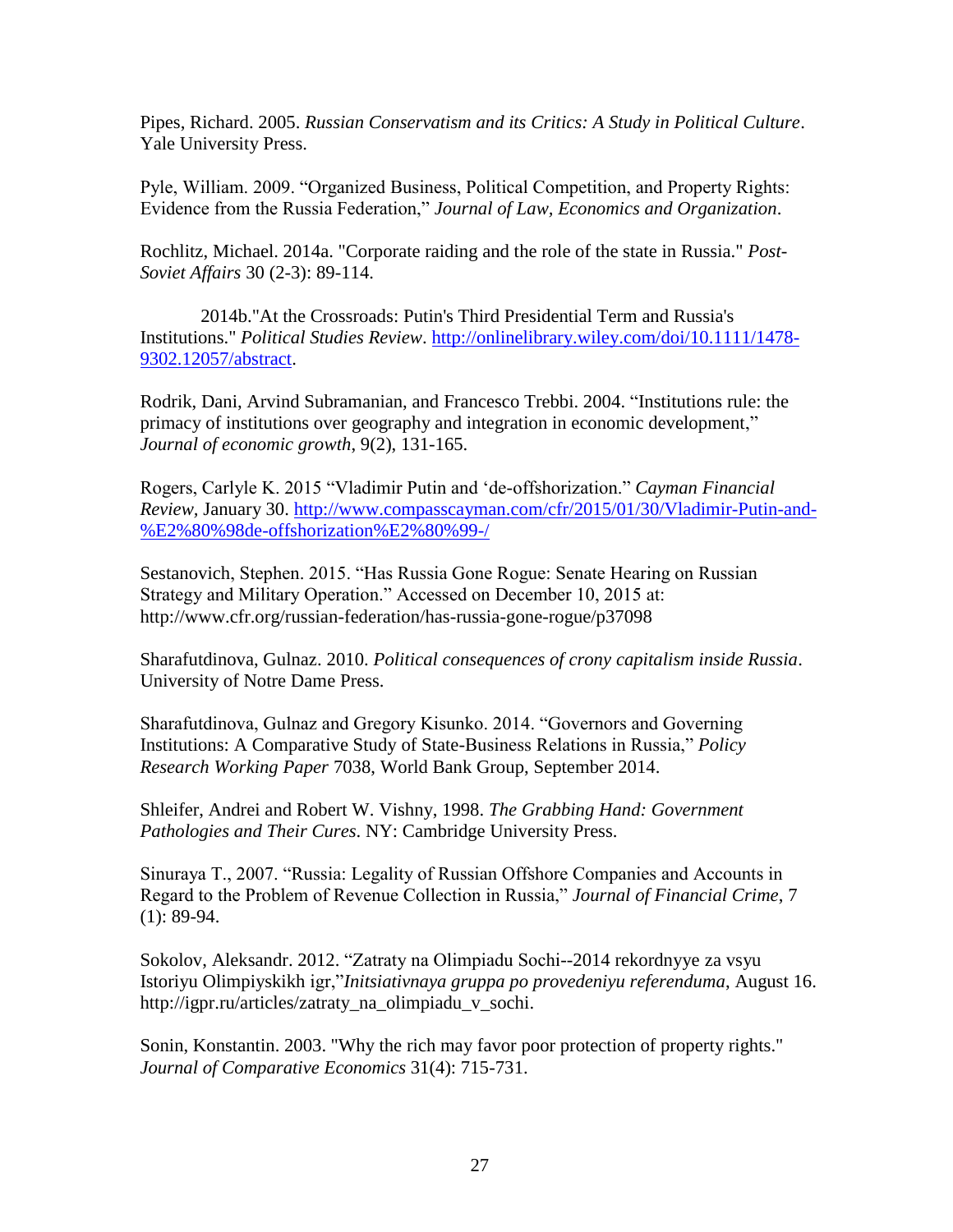Pipes, Richard. 2005. *Russian Conservatism and its Critics: A Study in Political Culture*. Yale University Press.

Pyle, William. 2009. “Organized Business, Political Competition, and Property Rights: Evidence from the Russia Federation,” *Journal of Law, Economics and Organization*.

Rochlitz, Michael. 2014a. "Corporate raiding and the role of the state in Russia." *Post-Soviet Affairs* 30 (2-3): 89-114.

2014b."At the Crossroads: Putin's Third Presidential Term and Russia's Institutions." *Political Studies Review*. http://onlinelibrary.wiley.com/doi/10.1111/1478-9302.12057/abstract.

Rodrik, Dani, Arvind Subramanian, and Francesco Trebbi. 2004. “Institutions rule: the primacy of institutions over geography and integration in economic development,” *Journal of economic growth*, 9(2), 131-165.

Rogers, Carlyle K. 2015 “Vladimir Putin and ‘de-offshorization.” *Cayman Financial Review*, January 30. http://www.compasscayman.com/cfr/2015/01/30/Vladimir-Putin-and-%E2%80%98de-offshorization%E2%80%99-/

Sestanovich, Stephen. 2015. “Has Russia Gone Rogue: Senate Hearing on Russian Strategy and Military Operation.” Accessed on December 10, 2015 at: http://www.cfr.org/russian-federation/has-russia-gone-rogue/p37098

Sharafutdinova, Gulnaz. 2010. *Political consequences of crony capitalism inside Russia*. University of Notre Dame Press.

Sharafutdinova, Gulnaz and Gregory Kisunko. 2014. “Governors and Governing Institutions: A Comparative Study of State-Business Relations in Russia,” *Policy Research Working Paper* 7038, World Bank Group, September 2014.

Shleifer, Andrei and Robert W. Vishny, 1998. *The Grabbing Hand: Government Pathologies and Their Cures*. NY: Cambridge University Press.

Sinuraya T., 2007. “Russia: Legality of Russian Offshore Companies and Accounts in Regard to the Problem of Revenue Collection in Russia,” *Journal of Financial Crime*, 7 (1): 89-94.

Sokolov, Aleksandr. 2012. “Zatraty na Olimpiadu Sochi--2014 rekordnyye za vsyu Istoriyu Olimpiyskikh igr,”*Initsiativnaya gruppa po provedeniyu referenduma*, August 16. http://igpr.ru/articles/zatraty_na_olimpiadu_v_sochi.

Sonin, Konstantin. 2003. "Why the rich may favor poor protection of property rights." *Journal of Comparative Economics* 31(4): 715-731.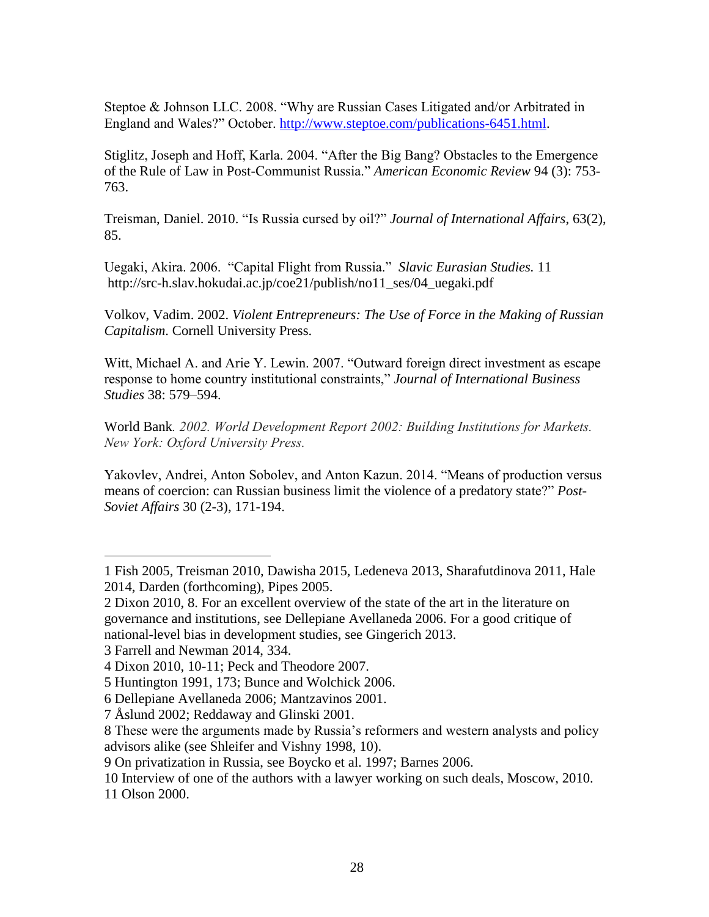Steptoe & Johnson LLC. 2008. "Why are Russian Cases Litigated and/or Arbitrated in England and Wales?" October. [http://www.steptoe.com/publications-6451.html](http://www.steptoe.com/publications-6451.html).

Stiglitz, Joseph and Hoff, Karla. 2004. "After the Big Bang? Obstacles to the Emergence of the Rule of Law in Post-Communist Russia." *American Economic Review* 94 (3): 753-763.

Treisman, Daniel. 2010. "Is Russia cursed by oil?" *Journal of International Affairs*, 63(2), 85.

Uegaki, Akira. 2006. "Capital Flight from Russia." *Slavic Eurasian Studies.* 11 http://src-h.slav.hokudai.ac.jp/coe21/publish/no11_ses/04_uegaki.pdf

Volkov, Vadim. 2002. *Violent Entrepreneurs: The Use of Force in the Making of Russian Capitalism*. Cornell University Press.

Witt, Michael A. and Arie Y. Lewin. 2007. "Outward foreign direct investment as escape response to home country institutional constraints," *Journal of International Business Studies* 38: 579–594.

World Bank*. 2002. World Development Report 2002: Building Institutions for Markets. New York: Oxford University Press.*

Yakovlev, Andrei, Anton Sobolev, and Anton Kazun. 2014. "Means of production versus means of coercion: can Russian business limit the violence of a predatory state?" *Post-Soviet Affairs* 30 (2-3), 171-194.

---

1 Fish 2005, Treisman 2010, Dawisha 2015, Ledeneva 2013, Sharafutdinova 2011, Hale 2014, Darden (forthcoming), Pipes 2005.

2 Dixon 2010, 8. For an excellent overview of the state of the art in the literature on governance and institutions, see Dellepiane Avellaneda 2006. For a good critique of national-level bias in development studies, see Gingerich 2013.

3 Farrell and Newman 2014, 334.

4 Dixon 2010, 10-11; Peck and Theodore 2007.

5 Huntington 1991, 173; Bunce and Wolchick 2006.

6 Dellepiane Avellaneda 2006; Mantzavinos 2001.

7 Åslund 2002; Reddaway and Glinski 2001.

8 These were the arguments made by Russia's reformers and western analysts and policy advisors alike (see Shleifer and Vishny 1998, 10).

9 On privatization in Russia, see Boycko et al. 1997; Barnes 2006.

10 Interview of one of the authors with a lawyer working on such deals, Moscow, 2010.

11 Olson 2000.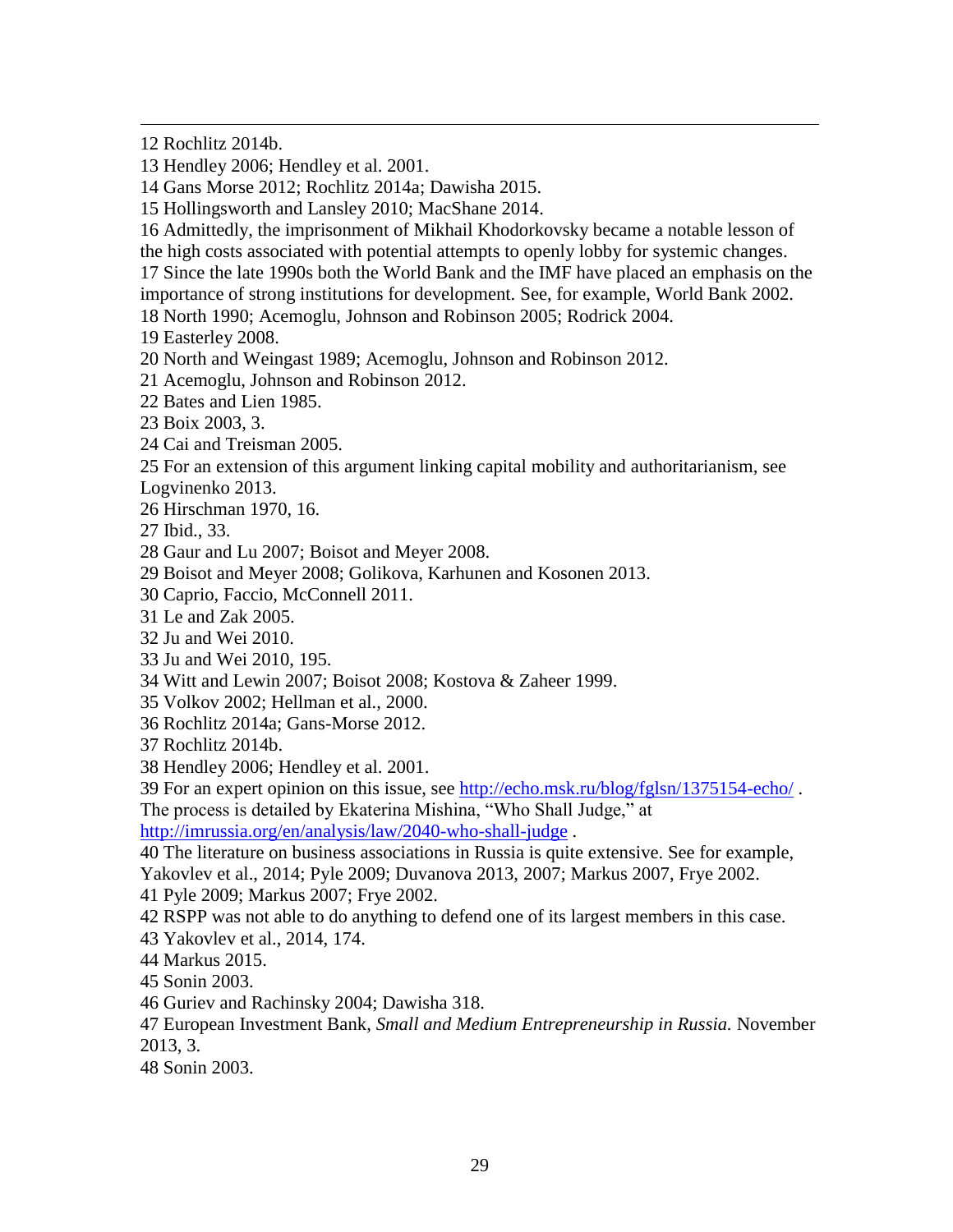12 Rochlitz 2014b.

13 Hendley 2006; Hendley et al. 2001.

14 Gans Morse 2012; Rochlitz 2014a; Dawisha 2015.

15 Hollingsworth and Lansley 2010; MacShane 2014.

16 Admittedly, the imprisonment of Mikhail Khodorkovsky became a notable lesson of the high costs associated with potential attempts to openly lobby for systemic changes.

17 Since the late 1990s both the World Bank and the IMF have placed an emphasis on the importance of strong institutions for development. See, for example, World Bank 2002.

18 North 1990; Acemoglu, Johnson and Robinson 2005; Rodrick 2004.

19 Easterley 2008.

20 North and Weingast 1989; Acemoglu, Johnson and Robinson 2012.

21 Acemoglu, Johnson and Robinson 2012.

22 Bates and Lien 1985.

23 Boix 2003, 3.

24 Cai and Treisman 2005.

25 For an extension of this argument linking capital mobility and authoritarianism, see Logvinenko 2013.

26 Hirschman 1970, 16.

27 Ibid., 33.

28 Gaur and Lu 2007; Boisot and Meyer 2008.

29 Boisot and Meyer 2008; Golikova, Karhunen and Kosonen 2013.

30 Caprio, Faccio, McConnell 2011.

31 Le and Zak 2005.

32 Ju and Wei 2010.

33 Ju and Wei 2010, 195.

34 Witt and Lewin 2007; Boisot 2008; Kostova & Zaheer 1999.

35 Volkov 2002; Hellman et al., 2000.

36 Rochlitz 2014a; Gans-Morse 2012.

37 Rochlitz 2014b.

38 Hendley 2006; Hendley et al. 2001.

39 For an expert opinion on this issue, see http://echo.msk.ru/blog/fglsn/1375154-echo/ . The process is detailed by Ekaterina Mishina, "Who Shall Judge," at http://imrussia.org/en/analysis/law/2040-who-shall-judge .

40 The literature on business associations in Russia is quite extensive. See for example, Yakovlev et al., 2014; Pyle 2009; Duvanova 2013, 2007; Markus 2007, Frye 2002.

41 Pyle 2009; Markus 2007; Frye 2002.

42 RSPP was not able to do anything to defend one of its largest members in this case.

43 Yakovlev et al., 2014, 174.

44 Markus 2015.

45 Sonin 2003.

46 Guriev and Rachinsky 2004; Dawisha 318.

47 European Investment Bank, *Small and Medium Entrepreneurship in Russia.* November 2013, 3.

48 Sonin 2003.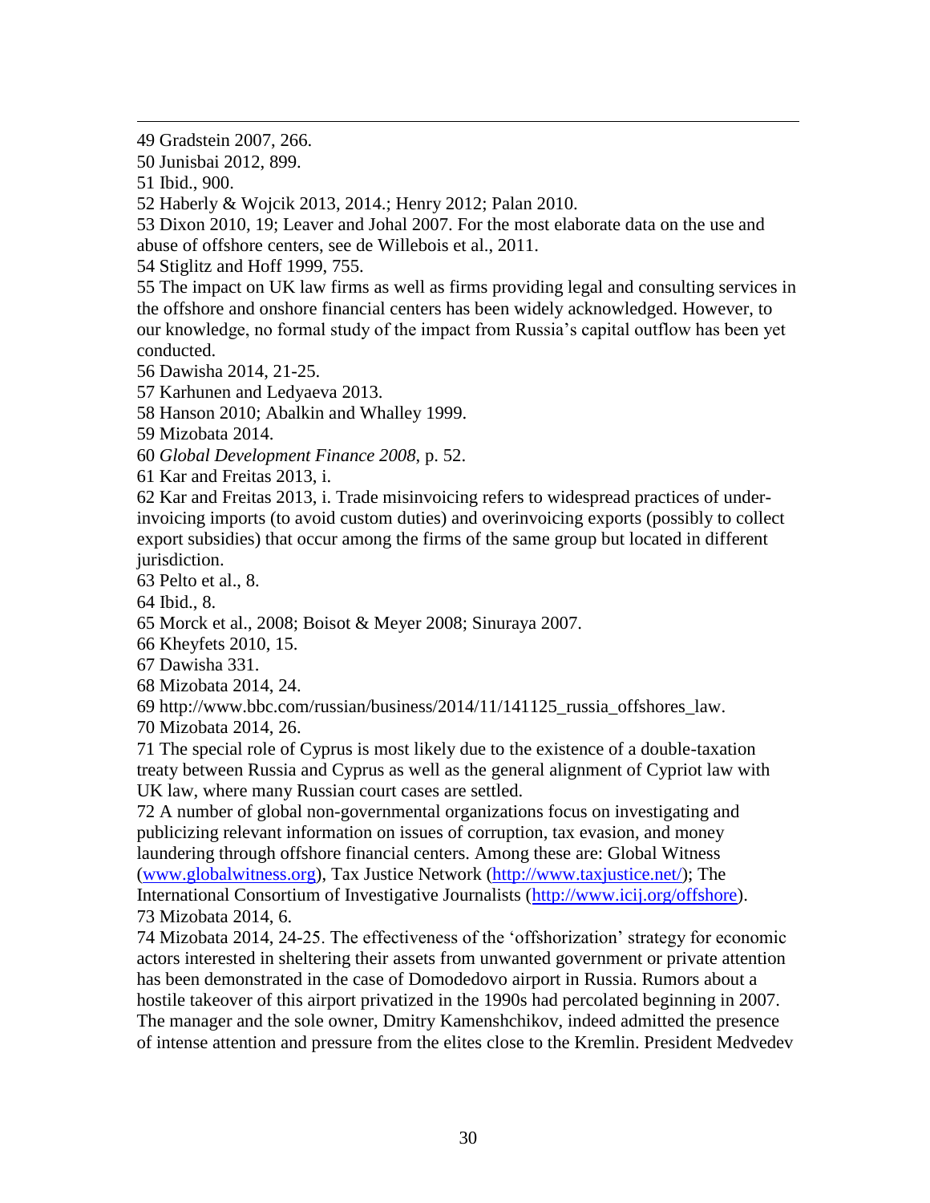49 Gradstein 2007, 266.

50 Junisbai 2012, 899.

51 Ibid., 900.

52 Haberly & Wojcik 2013, 2014.; Henry 2012; Palan 2010.

53 Dixon 2010, 19; Leaver and Johal 2007. For the most elaborate data on the use and abuse of offshore centers, see de Willebois et al., 2011.

54 Stiglitz and Hoff 1999, 755.

55 The impact on UK law firms as well as firms providing legal and consulting services in the offshore and onshore financial centers has been widely acknowledged. However, to our knowledge, no formal study of the impact from Russia's capital outflow has been yet conducted.

56 Dawisha 2014, 21-25.

57 Karhunen and Ledyaeva 2013.

58 Hanson 2010; Abalkin and Whalley 1999.

59 Mizobata 2014.

60 *Global Development Finance 2008*, p. 52.

61 Kar and Freitas 2013, i.

62 Kar and Freitas 2013, i. Trade misinvoicing refers to widespread practices of under-invoicing imports (to avoid custom duties) and overinvoicing exports (possibly to collect export subsidies) that occur among the firms of the same group but located in different jurisdiction.

63 Pelto et al., 8.

64 Ibid., 8.

65 Morck et al., 2008; Boisot & Meyer 2008; Sinuraya 2007.

66 Kheyfets 2010, 15.

67 Dawisha 331.

68 Mizobata 2014, 24.

69 http://www.bbc.com/russian/business/2014/11/141125_russia_offshores_law.

70 Mizobata 2014, 26.

71 The special role of Cyprus is most likely due to the existence of a double-taxation treaty between Russia and Cyprus as well as the general alignment of Cypriot law with UK law, where many Russian court cases are settled.

72 A number of global non-governmental organizations focus on investigating and publicizing relevant information on issues of corruption, tax evasion, and money laundering through offshore financial centers. Among these are: Global Witness (www.globalwitness.org), Tax Justice Network (http://www.taxjustice.net/); The International Consortium of Investigative Journalists (http://www.icij.org/offshore).

73 Mizobata 2014, 6.

74 Mizobata 2014, 24-25. The effectiveness of the 'offshorization' strategy for economic actors interested in sheltering their assets from unwanted government or private attention has been demonstrated in the case of Domodedovo airport in Russia. Rumors about a hostile takeover of this airport privatized in the 1990s had percolated beginning in 2007. The manager and the sole owner, Dmitry Kamenshchikov, indeed admitted the presence of intense attention and pressure from the elites close to the Kremlin. President Medvedev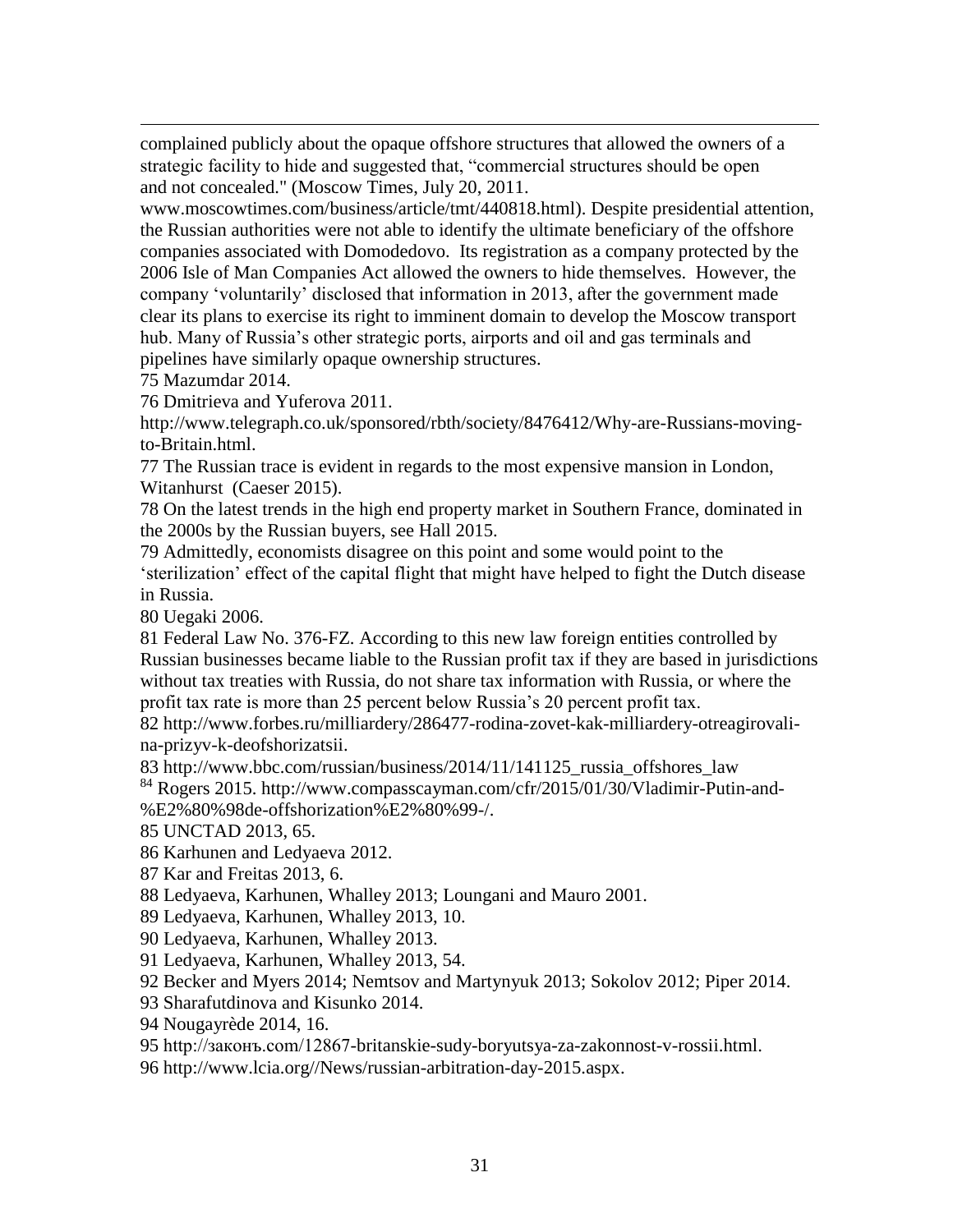complained publicly about the opaque offshore structures that allowed the owners of a strategic facility to hide and suggested that, "commercial structures should be open and not concealed." (Moscow Times, July 20, 2011. www.moscowtimes.com/business/article/tmt/440818.html). Despite presidential attention, the Russian authorities were not able to identify the ultimate beneficiary of the offshore companies associated with Domodedovo. Its registration as a company protected by the 2006 Isle of Man Companies Act allowed the owners to hide themselves. However, the company 'voluntarily' disclosed that information in 2013, after the government made clear its plans to exercise its right to imminent domain to develop the Moscow transport hub. Many of Russia's other strategic ports, airports and oil and gas terminals and pipelines have similarly opaque ownership structures.

75 Mazumdar 2014.

76 Dmitrieva and Yuferova 2011. http://www.telegraph.co.uk/sponsored/rbth/society/8476412/Why-are-Russians-moving-to-Britain.html.

77 The Russian trace is evident in regards to the most expensive mansion in London, Witanhurst (Caeser 2015).

78 On the latest trends in the high end property market in Southern France, dominated in the 2000s by the Russian buyers, see Hall 2015.

79 Admittedly, economists disagree on this point and some would point to the 'sterilization' effect of the capital flight that might have helped to fight the Dutch disease in Russia.

80 Uegaki 2006.

81 Federal Law No. 376-FZ. According to this new law foreign entities controlled by Russian businesses became liable to the Russian profit tax if they are based in jurisdictions without tax treaties with Russia, do not share tax information with Russia, or where the profit tax rate is more than 25 percent below Russia's 20 percent profit tax.

82 http://www.forbes.ru/milliardery/286477-rodina-zovet-kak-milliardery-otreagirovali-na-prizyv-k-deofshorizatsii.

83 http://www.bbc.com/russian/business/2014/11/141125_russia_offshores_law

84 Rogers 2015. http://www.compasscayman.com/cfr/2015/01/30/Vladimir-Putin-and-%E2%80%98de-offshorization%E2%80%99-/.

85 UNCTAD 2013, 65.

86 Karhunen and Ledyaeva 2012.

87 Kar and Freitas 2013, 6.

88 Ledyaeva, Karhunen, Whalley 2013; Loungani and Mauro 2001.

89 Ledyaeva, Karhunen, Whalley 2013, 10.

90 Ledyaeva, Karhunen, Whalley 2013.

91 Ledyaeva, Karhunen, Whalley 2013, 54.

92 Becker and Myers 2014; Nemtsov and Martynyuk 2013; Sokolov 2012; Piper 2014.

93 Sharafutdinova and Kisunko 2014.

94 Nougayrède 2014, 16.

95 http://законъ.com/12867-britanskie-sudy-boryutsya-za-zakonnost-v-rossii.html.

96 http://www.lcia.org//News/russian-arbitration-day-2015.aspx.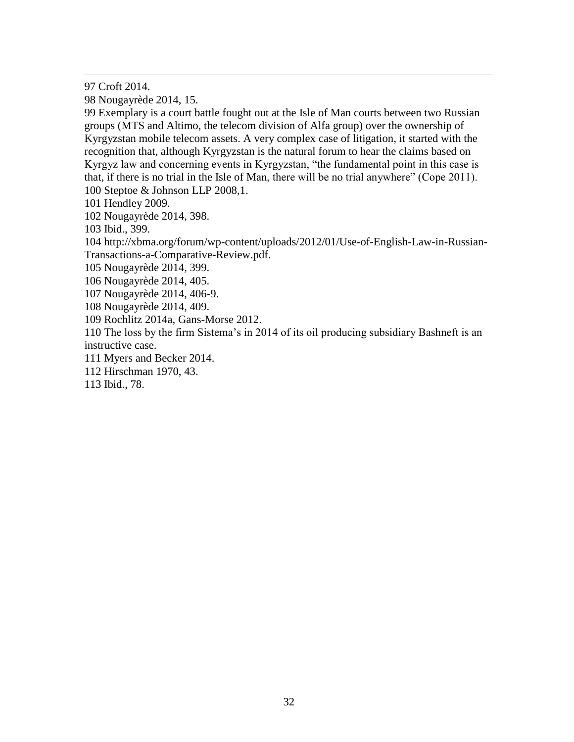97 Croft 2014.

98 Nougayrède 2014, 15.

99 Exemplary is a court battle fought out at the Isle of Man courts between two Russian groups (MTS and Altimo, the telecom division of Alfa group) over the ownership of Kyrgyzstan mobile telecom assets. A very complex case of litigation, it started with the recognition that, although Kyrgyzstan is the natural forum to hear the claims based on Kyrgyz law and concerning events in Kyrgyzstan, "the fundamental point in this case is that, if there is no trial in the Isle of Man, there will be no trial anywhere" (Cope 2011).

100 Steptoe & Johnson LLP 2008,1.

101 Hendley 2009.

102 Nougayrède 2014, 398.

103 Ibid., 399.

104 http://xbma.org/forum/wp-content/uploads/2012/01/Use-of-English-Law-in-Russian-Transactions-a-Comparative-Review.pdf.

105 Nougayrède 2014, 399.

106 Nougayrède 2014, 405.

107 Nougayrède 2014, 406-9.

108 Nougayrède 2014, 409.

109 Rochlitz 2014a, Gans-Morse 2012.

110 The loss by the firm Sistema's in 2014 of its oil producing subsidiary Bashneft is an instructive case.

111 Myers and Becker 2014.

112 Hirschman 1970, 43.

113 Ibid., 78.